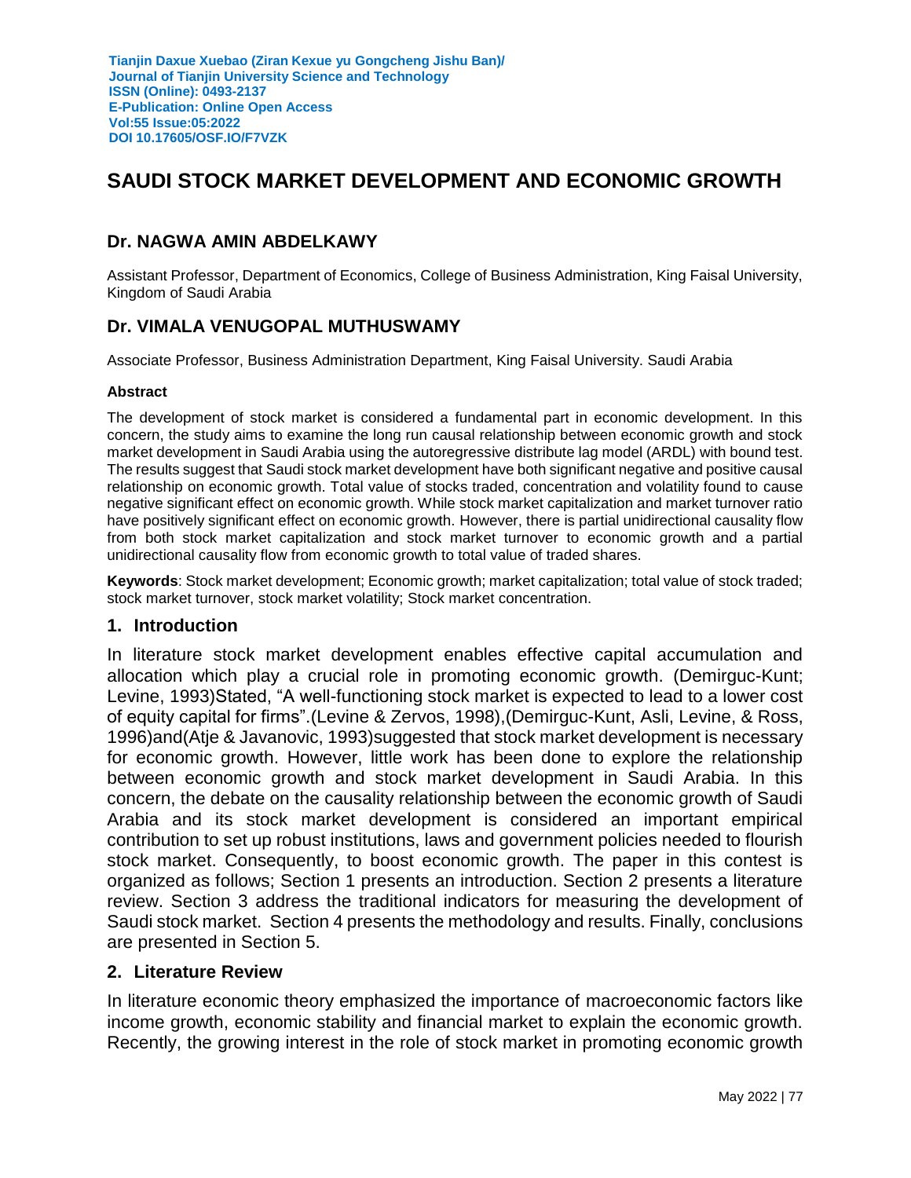# SAUDI STOCK MARKET DEVELOPMENT AND ECONOMIC GROWTH

## Dr. NAGWA AMIN ABDELKAWY

Assistant Professor, Department of Economics, College of Business Administration, King Faisal University, Kingdom of Saudi Arabia

## Dr. VIMALA VENUGOPAL MUTHUSWAMY

Associate Professor, Business Administration Department, King Faisal University. Saudi Arabia

**Abstract**

The development of stock market is considered a fundamental part in economic development. In this concern, the study aims to examine the long run causal relationship between economic growth and stock market development in Saudi Arabia using the autoregressive distribute lag model (ARDL) with bound test. The results suggest that Saudi stock market development have both significant negative and positive causal relationship on economic growth. Total value of stocks traded, concentration and volatility found to cause negative significant effect on economic growth. While stock market capitalization and market turnover ratio have positively significant effect on economic growth. However, there is partial unidirectional causality flow from both stock market capitalization and stock market turnover to economic growth and a partial unidirectional causality flow from economic growth to total value of traded shares.

**Keywords**: Stock market development; Economic growth; market capitalization; total value of stock traded; stock market turnover, stock market volatility; Stock market concentration.

## 1. Introduction

In literature stock market development enables effective capital accumulation and allocation which play a crucial role in promoting economic growth. (Demirguc-Kunt; Levine, 1993)Stated, "A well-functioning stock market is expected to lead to a lower cost of equity capital for firms".(Levine & Zervos, 1998),(Demirguc-Kunt, Asli, Levine, & Ross, 1996)and(Atje & Javanovic, 1993)suggested that stock market development is necessary for economic growth. However, little work has been done to explore the relationship between economic growth and stock market development in Saudi Arabia. In this concern, the debate on the causality relationship between the economic growth of Saudi Arabia and its stock market development is considered an important empirical contribution to set up robust institutions, laws and government policies needed to flourish stock market. Consequently, to boost economic growth. The paper in this contest is organized as follows; Section 1 presents an introduction. Section 2 presents a literature review. Section 3 address the traditional indicators for measuring the development of Saudi stock market. Section 4 presents the methodology and results. Finally, conclusions are presented in Section 5.

## 2. Literature Review

In literature economic theory emphasized the importance of macroeconomic factors like income growth, economic stability and financial market to explain the economic growth. Recently, the growing interest in the role of stock market in promoting economic growth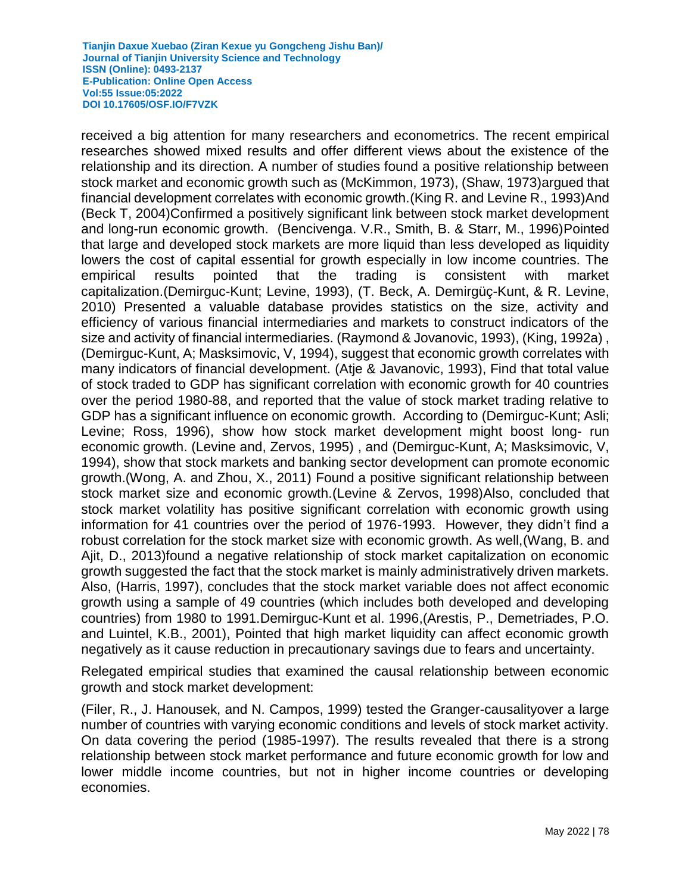received a big attention for many researchers and econometrics. The recent empirical researches showed mixed results and offer different views about the existence of the relationship and its direction. A number of studies found a positive relationship between stock market and economic growth such as (McKimmon, 1973), (Shaw, 1973)argued that financial development correlates with economic growth.(King R. and Levine R., 1993)And (Beck T, 2004)Confirmed a positively significant link between stock market development and long-run economic growth. (Bencivenga. V.R., Smith, B. & Starr, M., 1996)Pointed that large and developed stock markets are more liquid than less developed as liquidity lowers the cost of capital essential for growth especially in low income countries. The empirical results pointed that the trading is consistent with market capitalization.(Demirguc-Kunt; Levine, 1993), (T. Beck, A. Demirgüç-Kunt, & R. Levine, 2010) Presented a valuable database provides statistics on the size, activity and efficiency of various financial intermediaries and markets to construct indicators of the size and activity of financial intermediaries. (Raymond & Jovanovic, 1993), (King, 1992a) , (Demirguc-Kunt, A; Masksimovic, V, 1994), suggest that economic growth correlates with many indicators of financial development. (Atje & Javanovic, 1993), Find that total value of stock traded to GDP has significant correlation with economic growth for 40 countries over the period 1980-88, and reported that the value of stock market trading relative to GDP has a significant influence on economic growth. According to (Demirguc-Kunt; Asli; Levine; Ross, 1996), show how stock market development might boost long- run economic growth. (Levine and, Zervos, 1995) , and (Demirguc-Kunt, A; Masksimovic, V, 1994), show that stock markets and banking sector development can promote economic growth.(Wong, A. and Zhou, X., 2011) Found a positive significant relationship between stock market size and economic growth.(Levine & Zervos, 1998)Also, concluded that stock market volatility has positive significant correlation with economic growth using information for 41 countries over the period of 1976-1993. However, they didn't find a robust correlation for the stock market size with economic growth. As well,(Wang, B. and Ajit, D., 2013)found a negative relationship of stock market capitalization on economic growth suggested the fact that the stock market is mainly administratively driven markets. Also, (Harris, 1997), concludes that the stock market variable does not affect economic growth using a sample of 49 countries (which includes both developed and developing countries) from 1980 to 1991.Demirguc-Kunt et al. 1996,(Arestis, P., Demetriades, P.O. and Luintel, K.B., 2001), Pointed that high market liquidity can affect economic growth negatively as it cause reduction in precautionary savings due to fears and uncertainty.

Relegated empirical studies that examined the causal relationship between economic growth and stock market development:

(Filer, R., J. Hanousek, and N. Campos, 1999) tested the Granger-causalityover a large number of countries with varying economic conditions and levels of stock market activity. On data covering the period (1985-1997). The results revealed that there is a strong relationship between stock market performance and future economic growth for low and lower middle income countries, but not in higher income countries or developing economies.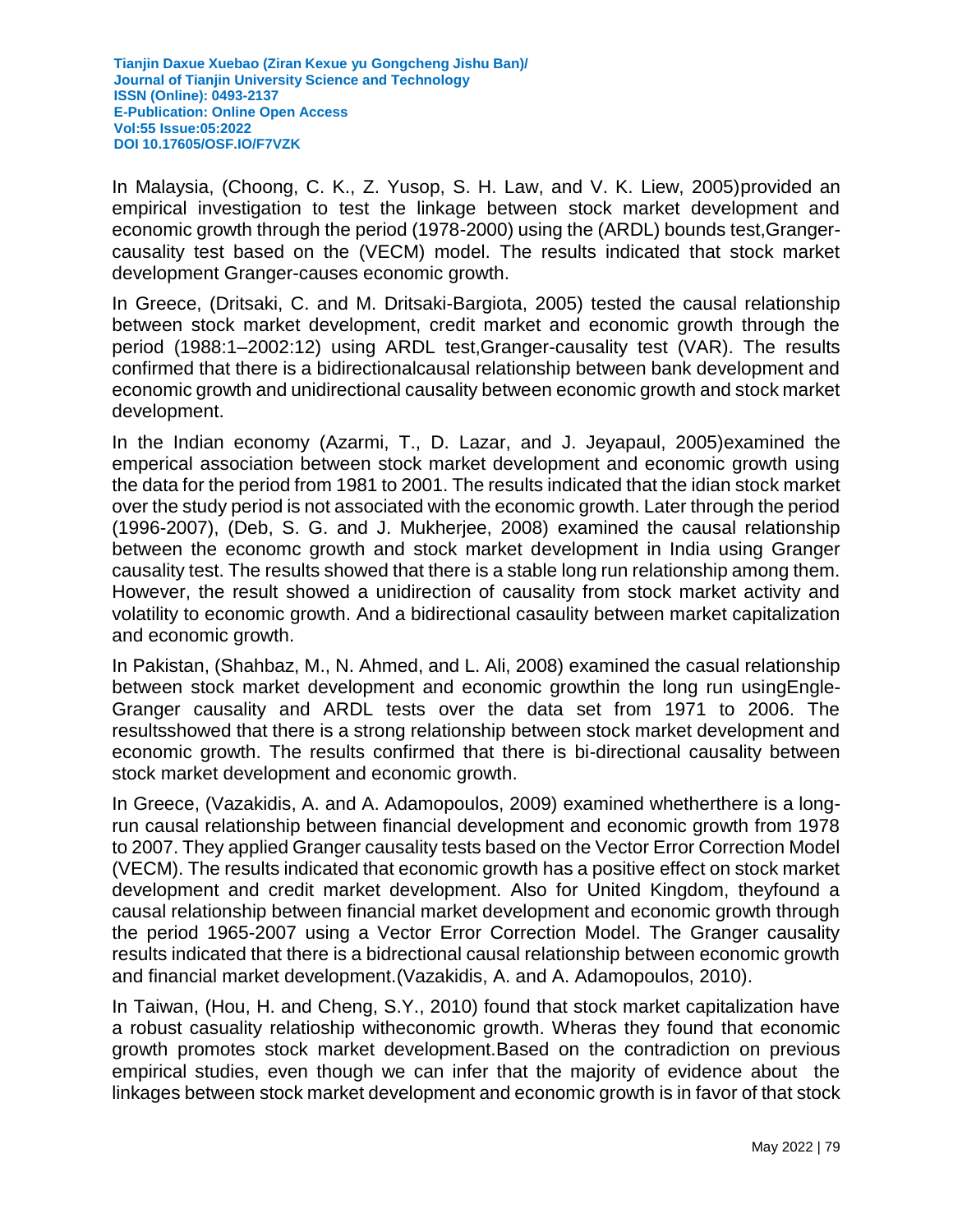In Malaysia, (Choong, C. K., Z. Yusop, S. H. Law, and V. K. Liew, 2005)provided an empirical investigation to test the linkage between stock market development and economic growth through the period (1978-2000) using the (ARDL) bounds test,Granger-causality test based on the (VECM) model. The results indicated that stock market development Granger-causes economic growth.

In Greece, (Dritsaki, C. and M. Dritsaki-Bargiota, 2005) tested the causal relationship between stock market development, credit market and economic growth through the period (1988:1–2002:12) using ARDL test,Granger-causality test (VAR). The results confirmed that there is a bidirectionalcausal relationship between bank development and economic growth and unidirectional causality between economic growth and stock market development.

In the Indian economy (Azarmi, T., D. Lazar, and J. Jeyapaul, 2005)examined the emperical association between stock market development and economic growth using the data for the period from 1981 to 2001. The results indicated that the idian stock market over the study period is not associated with the economic growth. Later through the period (1996-2007), (Deb, S. G. and J. Mukherjee, 2008) examined the causal relationship between the economc growth and stock market development in India using Granger causality test. The results showed that there is a stable long run relationship among them. However, the result showed a unidirection of causality from stock market activity and volatility to economic growth. And a bidirectional casaulity between market capitalization and economic growth.

In Pakistan, (Shahbaz, M., N. Ahmed, and L. Ali, 2008) examined the casual relationship between stock market development and economic growthin the long run usingEngle-Granger causality and ARDL tests over the data set from 1971 to 2006. The resultsshowed that there is a strong relationship between stock market development and economic growth. The results confirmed that there is bi-directional causality between stock market development and economic growth.

In Greece, (Vazakidis, A. and A. Adamopoulos, 2009) examined whetherthere is a long-run causal relationship between financial development and economic growth from 1978 to 2007. They applied Granger causality tests based on the Vector Error Correction Model (VECM). The results indicated that economic growth has a positive effect on stock market development and credit market development. Also for United Kingdom, theyfound a causal relationship between financial market development and economic growth through the period 1965-2007 using a Vector Error Correction Model. The Granger causality results indicated that there is a bidrectional causal relationship between economic growth and financial market development.(Vazakidis, A. and A. Adamopoulos, 2010).

In Taiwan, (Hou, H. and Cheng, S.Y., 2010) found that stock market capitalization have a robust casuality relatioship witheconomic growth. Wheras they found that economic growth promotes stock market development.Based on the contradiction on previous empirical studies, even though we can infer that the majority of evidence about the linkages between stock market development and economic growth is in favor of that stock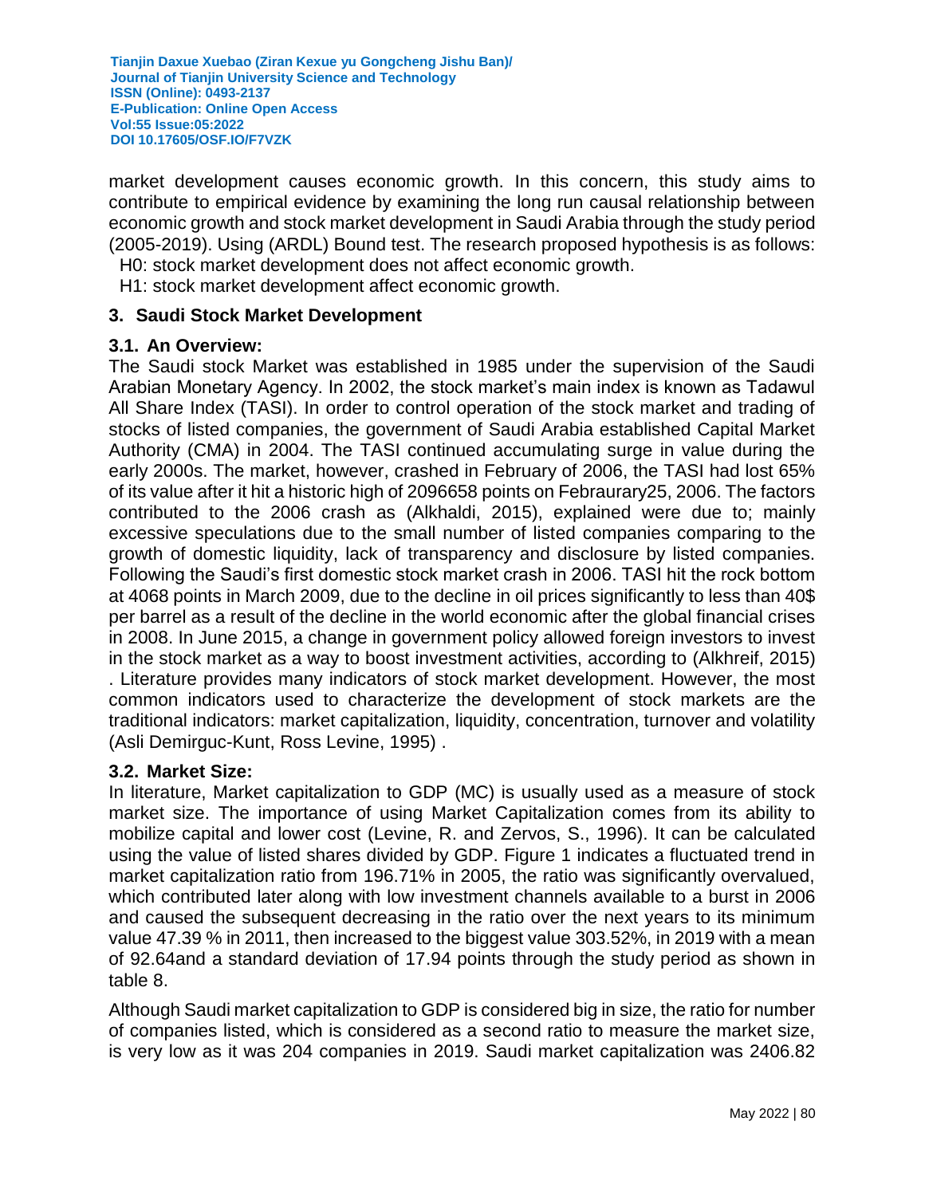market development causes economic growth. In this concern, this study aims to contribute to empirical evidence by examining the long run causal relationship between economic growth and stock market development in Saudi Arabia through the study period (2005-2019). Using (ARDL) Bound test. The research proposed hypothesis is as follows:

H0: stock market development does not affect economic growth.

H1: stock market development affect economic growth.

## 3. Saudi Stock Market Development

### 3.1. An Overview:

The Saudi stock Market was established in 1985 under the supervision of the Saudi Arabian Monetary Agency. In 2002, the stock market's main index is known as Tadawul All Share Index (TASI). In order to control operation of the stock market and trading of stocks of listed companies, the government of Saudi Arabia established Capital Market Authority (CMA) in 2004. The TASI continued accumulating surge in value during the early 2000s. The market, however, crashed in February of 2006, the TASI had lost 65% of its value after it hit a historic high of 2096658 points on Febraurary25, 2006. The factors contributed to the 2006 crash as (Alkhaldi, 2015), explained were due to; mainly excessive speculations due to the small number of listed companies comparing to the growth of domestic liquidity, lack of transparency and disclosure by listed companies. Following the Saudi's first domestic stock market crash in 2006. TASI hit the rock bottom at 4068 points in March 2009, due to the decline in oil prices significantly to less than 40$ per barrel as a result of the decline in the world economic after the global financial crises in 2008. In June 2015, a change in government policy allowed foreign investors to invest in the stock market as a way to boost investment activities, according to (Alkhreif, 2015) . Literature provides many indicators of stock market development. However, the most common indicators used to characterize the development of stock markets are the traditional indicators: market capitalization, liquidity, concentration, turnover and volatility (Asli Demirguc-Kunt, Ross Levine, 1995) .

### 3.2. Market Size:

In literature, Market capitalization to GDP (MC) is usually used as a measure of stock market size. The importance of using Market Capitalization comes from its ability to mobilize capital and lower cost (Levine, R. and Zervos, S., 1996). It can be calculated using the value of listed shares divided by GDP. Figure 1 indicates a fluctuated trend in market capitalization ratio from 196.71% in 2005, the ratio was significantly overvalued, which contributed later along with low investment channels available to a burst in 2006 and caused the subsequent decreasing in the ratio over the next years to its minimum value 47.39 % in 2011, then increased to the biggest value 303.52%, in 2019 with a mean of 92.64and a standard deviation of 17.94 points through the study period as shown in table 8.

Although Saudi market capitalization to GDP is considered big in size, the ratio for number of companies listed, which is considered as a second ratio to measure the market size, is very low as it was 204 companies in 2019. Saudi market capitalization was 2406.82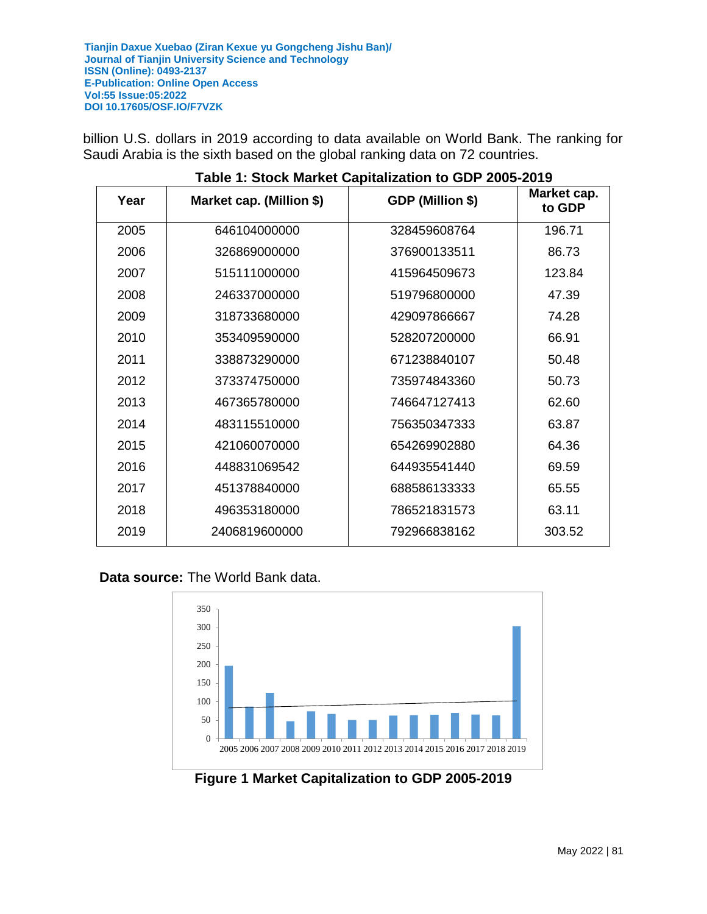billion U.S. dollars in 2019 according to data available on World Bank. The ranking for Saudi Arabia is the sixth based on the global ranking data on 72 countries.

**Table 1: Stock Market Capitalization to GDP 2005-2019**

| Year | Market cap. (Million $) | GDP (Million $) | Market cap. to GDP |
|---|---|---|---|
| 2005 | 646104000000 | 328459608764 | 196.71 |
| 2006 | 326869000000 | 376900133511 | 86.73 |
| 2007 | 515111000000 | 415964509673 | 123.84 |
| 2008 | 246337000000 | 519796800000 | 47.39 |
| 2009 | 318733680000 | 429097866667 | 74.28 |
| 2010 | 353409590000 | 528207200000 | 66.91 |
| 2011 | 338873290000 | 671238840107 | 50.48 |
| 2012 | 373374750000 | 735974843360 | 50.73 |
| 2013 | 467365780000 | 746647127413 | 62.60 |
| 2014 | 483115510000 | 756350347333 | 63.87 |
| 2015 | 421060070000 | 654269902880 | 64.36 |
| 2016 | 448831069542 | 644935541440 | 69.59 |
| 2017 | 451378840000 | 688586133333 | 65.55 |
| 2018 | 496353180000 | 786521831573 | 63.11 |
| 2019 | 2406819600000 | 792966838162 | 303.52 |

**Data source:** The World Bank data.

350
300
250
200
150
100
50
0
2005 2006 2007 2008 2009 2010 2011 2012 2013 2014 2015 2016 2017 2018 2019

**Figure 1 Market Capitalization to GDP 2005-2019**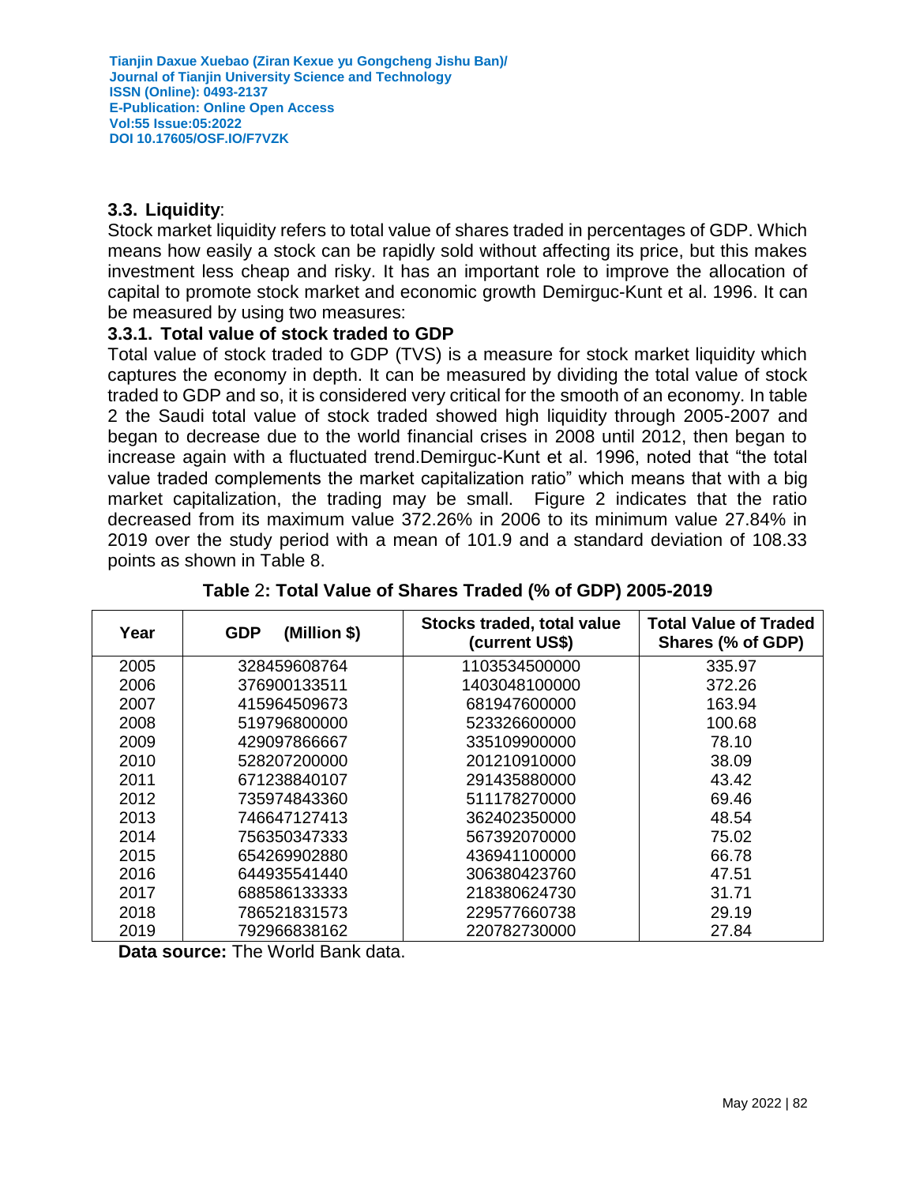### 3.3. Liquidity:

Stock market liquidity refers to total value of shares traded in percentages of GDP. Which means how easily a stock can be rapidly sold without affecting its price, but this makes investment less cheap and risky. It has an important role to improve the allocation of capital to promote stock market and economic growth Demirguc-Kunt et al. 1996. It can be measured by using two measures:

#### 3.3.1. Total value of stock traded to GDP

Total value of stock traded to GDP (TVS) is a measure for stock market liquidity which captures the economy in depth. It can be measured by dividing the total value of stock traded to GDP and so, it is considered very critical for the smooth of an economy. In table 2 the Saudi total value of stock traded showed high liquidity through 2005-2007 and began to decrease due to the world financial crises in 2008 until 2012, then began to increase again with a fluctuated trend.Demirguc-Kunt et al. 1996, noted that “the total value traded complements the market capitalization ratio” which means that with a big market capitalization, the trading may be small. Figure 2 indicates that the ratio decreased from its maximum value 372.26% in 2006 to its minimum value 27.84% in 2019 over the study period with a mean of 101.9 and a standard deviation of 108.33 points as shown in Table 8.

**Table 2: Total Value of Shares Traded (% of GDP) 2005-2019**

| Year | GDP (Million $) | Stocks traded, total value (current US$) | Total Value of Traded Shares (% of GDP) |
|---|---|---|---|
| 2005 | 328459608764 | 1103534500000 | 335.97 |
| 2006 | 376900133511 | 1403048100000 | 372.26 |
| 2007 | 415964509673 | 681947600000 | 163.94 |
| 2008 | 519796800000 | 523326600000 | 100.68 |
| 2009 | 429097866667 | 335109900000 | 78.10 |
| 2010 | 528207200000 | 201210910000 | 38.09 |
| 2011 | 671238840107 | 291435880000 | 43.42 |
| 2012 | 735974843360 | 511178270000 | 69.46 |
| 2013 | 746647127413 | 362402350000 | 48.54 |
| 2014 | 756350347333 | 567392070000 | 75.02 |
| 2015 | 654269902880 | 436941100000 | 66.78 |
| 2016 | 644935541440 | 306380423760 | 47.51 |
| 2017 | 688586133333 | 218380624730 | 31.71 |
| 2018 | 786521831573 | 229577660738 | 29.19 |
| 2019 | 792966838162 | 220782730000 | 27.84 |

**Data source:** The World Bank data.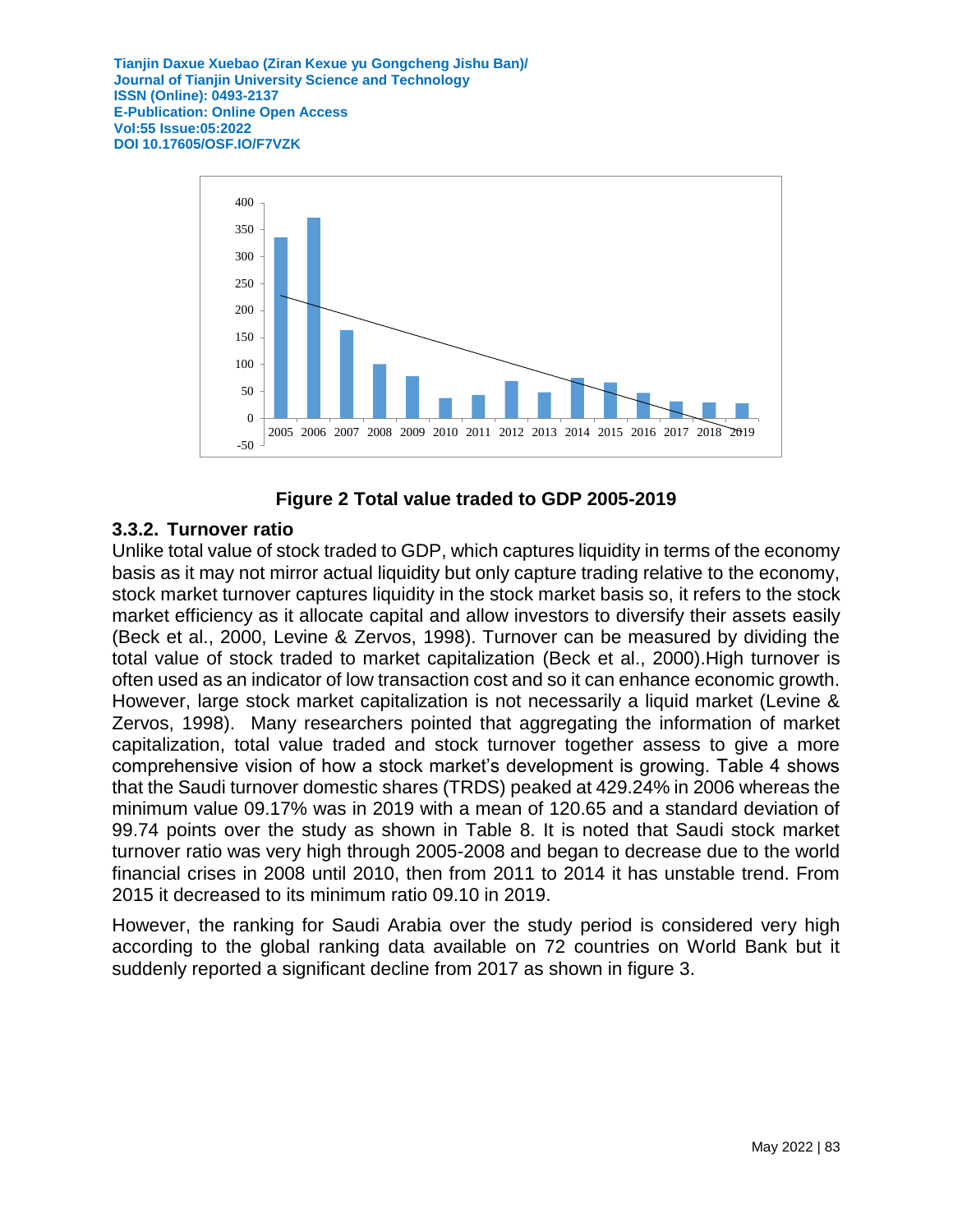400
350
300
250
200
150
100
50
0
-50

2005 2006 2007 2008 2009 2010 2011 2012 2013 2014 2015 2016 2017 2018 2019

**Figure 2 Total value traded to GDP 2005-2019**

### 3.3.2. Turnover ratio

Unlike total value of stock traded to GDP, which captures liquidity in terms of the economy basis as it may not mirror actual liquidity but only capture trading relative to the economy, stock market turnover captures liquidity in the stock market basis so, it refers to the stock market efficiency as it allocate capital and allow investors to diversify their assets easily (Beck et al., 2000, Levine & Zervos, 1998). Turnover can be measured by dividing the total value of stock traded to market capitalization (Beck et al., 2000).High turnover is often used as an indicator of low transaction cost and so it can enhance economic growth. However, large stock market capitalization is not necessarily a liquid market (Levine & Zervos, 1998). Many researchers pointed that aggregating the information of market capitalization, total value traded and stock turnover together assess to give a more comprehensive vision of how a stock market's development is growing. Table 4 shows that the Saudi turnover domestic shares (TRDS) peaked at 429.24% in 2006 whereas the minimum value 09.17% was in 2019 with a mean of 120.65 and a standard deviation of 99.74 points over the study as shown in Table 8. It is noted that Saudi stock market turnover ratio was very high through 2005-2008 and began to decrease due to the world financial crises in 2008 until 2010, then from 2011 to 2014 it has unstable trend. From 2015 it decreased to its minimum ratio 09.10 in 2019.

However, the ranking for Saudi Arabia over the study period is considered very high according to the global ranking data available on 72 countries on World Bank but it suddenly reported a significant decline from 2017 as shown in figure 3.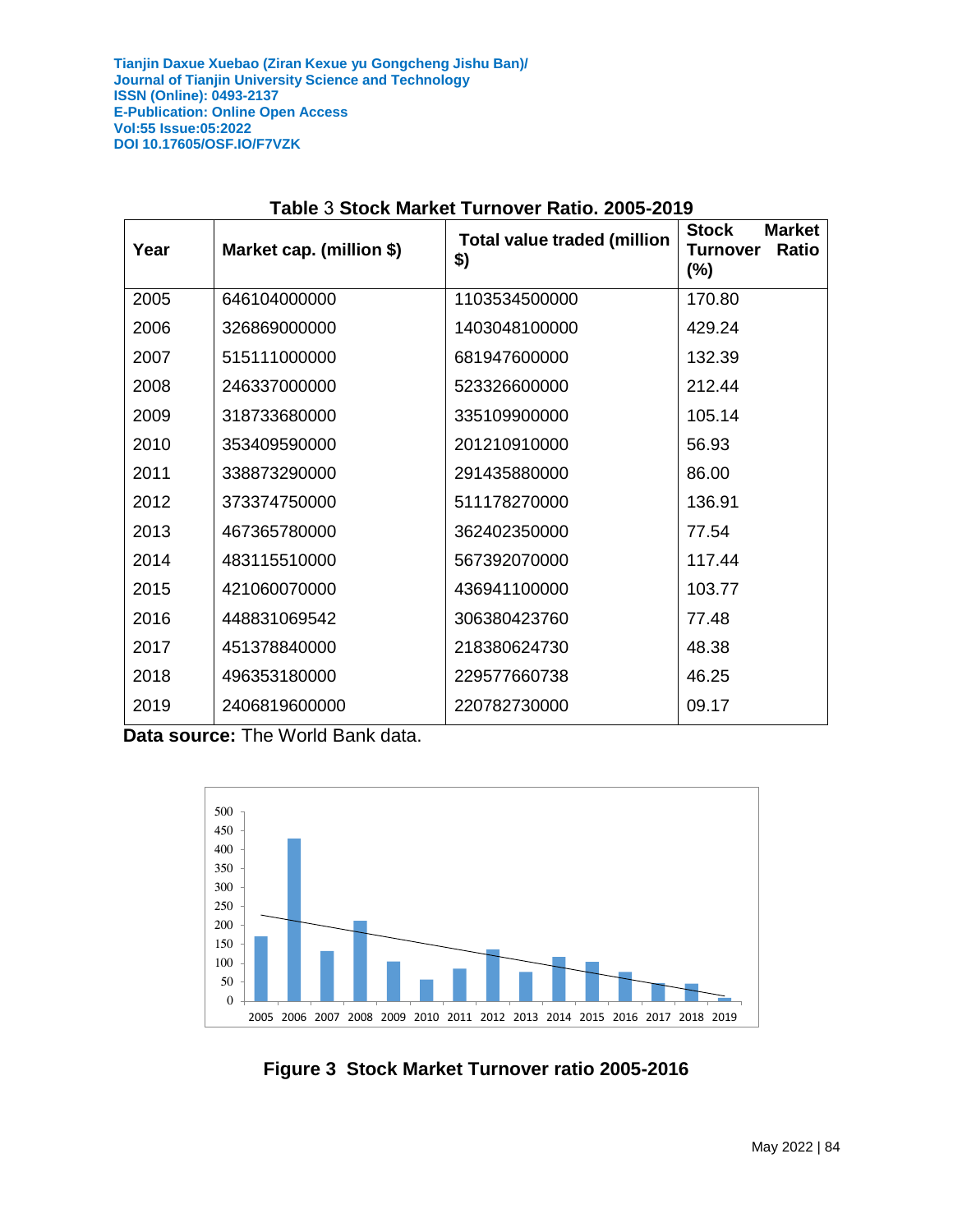**Table 3 Stock Market Turnover Ratio. 2005-2019**

| Year | Market cap. (million $) | Total value traded (million $) | Stock Market Turnover Ratio (%) |
|---|---|---|---|
| 2005 | 646104000000 | 1103534500000 | 170.80 |
| 2006 | 326869000000 | 1403048100000 | 429.24 |
| 2007 | 515111000000 | 681947600000 | 132.39 |
| 2008 | 246337000000 | 523326600000 | 212.44 |
| 2009 | 318733680000 | 335109900000 | 105.14 |
| 2010 | 353409590000 | 201210910000 | 56.93 |
| 2011 | 338873290000 | 291435880000 | 86.00 |
| 2012 | 373374750000 | 511178270000 | 136.91 |
| 2013 | 467365780000 | 362402350000 | 77.54 |
| 2014 | 483115510000 | 567392070000 | 117.44 |
| 2015 | 421060070000 | 436941100000 | 103.77 |
| 2016 | 448831069542 | 306380423760 | 77.48 |
| 2017 | 451378840000 | 218380624730 | 48.38 |
| 2018 | 496353180000 | 229577660738 | 46.25 |
| 2019 | 2406819600000 | 220782730000 | 09.17 |

**Data source:** The World Bank data.

500
450
400
350
300
250
200
150
100
50
0

2005 2006 2007 2008 2009 2010 2011 2012 2013 2014 2015 2016 2017 2018 2019

**Figure 3 Stock Market Turnover ratio 2005-2016**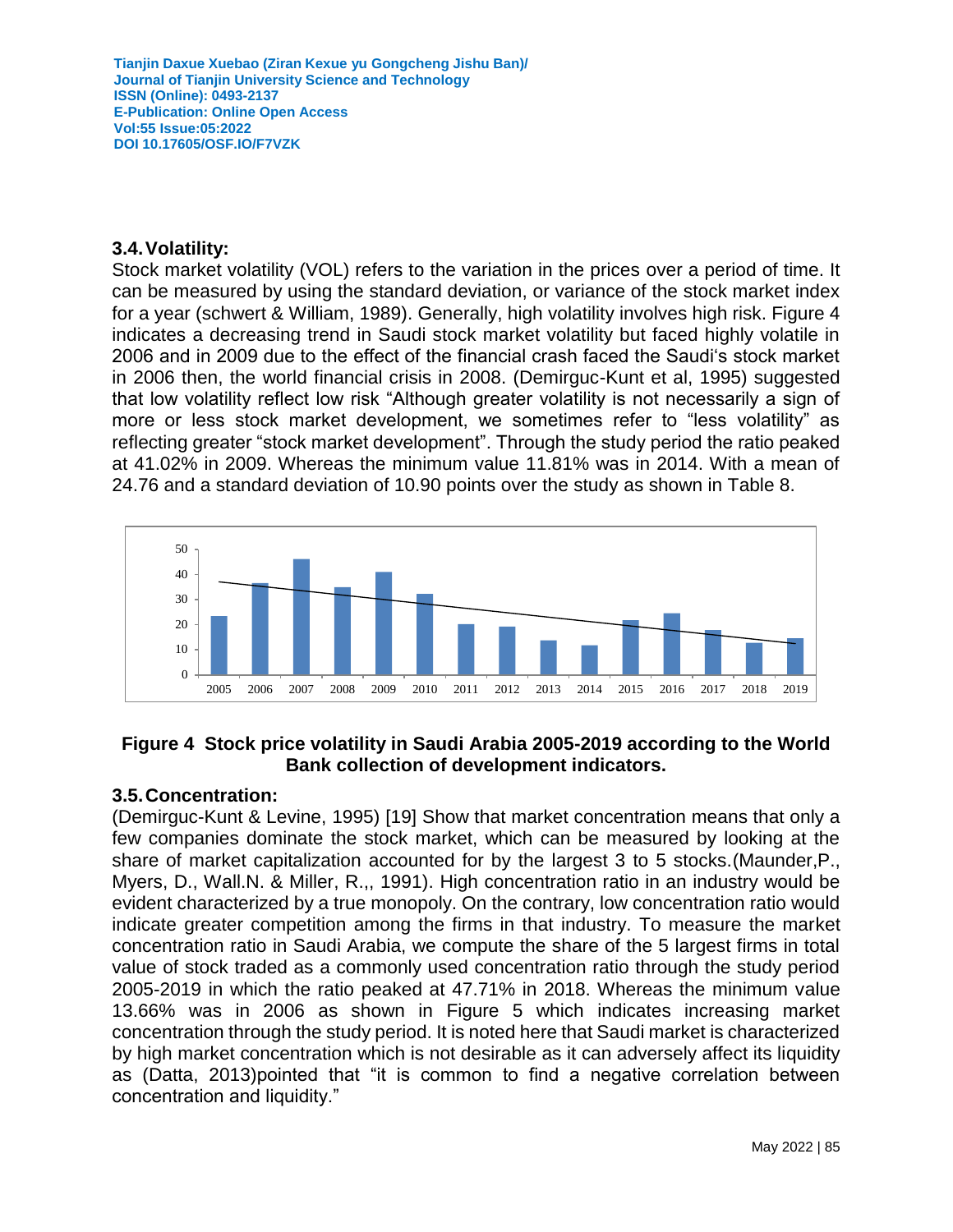### 3.4. Volatility:

Stock market volatility (VOL) refers to the variation in the prices over a period of time. It can be measured by using the standard deviation, or variance of the stock market index for a year (schwert & William, 1989). Generally, high volatility involves high risk. Figure 4 indicates a decreasing trend in Saudi stock market volatility but faced highly volatile in 2006 and in 2009 due to the effect of the financial crash faced the Saudi's stock market in 2006 then, the world financial crisis in 2008. (Demirguc-Kunt et al, 1995) suggested that low volatility reflect low risk "Although greater volatility is not necessarily a sign of more or less stock market development, we sometimes refer to "less volatility" as reflecting greater "stock market development". Through the study period the ratio peaked at 41.02% in 2009. Whereas the minimum value 11.81% was in 2014. With a mean of 24.76 and a standard deviation of 10.90 points over the study as shown in Table 8.

50
40
30
20
10
0
2005 2006 2007 2008 2009 2010 2011 2012 2013 2014 2015 2016 2017 2018 2019

**Figure 4 Stock price volatility in Saudi Arabia 2005-2019 according to the World Bank collection of development indicators.**

### 3.5. Concentration:

(Demirguc-Kunt & Levine, 1995) [19] Show that market concentration means that only a few companies dominate the stock market, which can be measured by looking at the share of market capitalization accounted for by the largest 3 to 5 stocks.(Maunder,P., Myers, D., Wall.N. & Miller, R.,, 1991). High concentration ratio in an industry would be evident characterized by a true monopoly. On the contrary, low concentration ratio would indicate greater competition among the firms in that industry. To measure the market concentration ratio in Saudi Arabia, we compute the share of the 5 largest firms in total value of stock traded as a commonly used concentration ratio through the study period 2005-2019 in which the ratio peaked at 47.71% in 2018. Whereas the minimum value 13.66% was in 2006 as shown in Figure 5 which indicates increasing market concentration through the study period. It is noted here that Saudi market is characterized by high market concentration which is not desirable as it can adversely affect its liquidity as (Datta, 2013)pointed that "it is common to find a negative correlation between concentration and liquidity."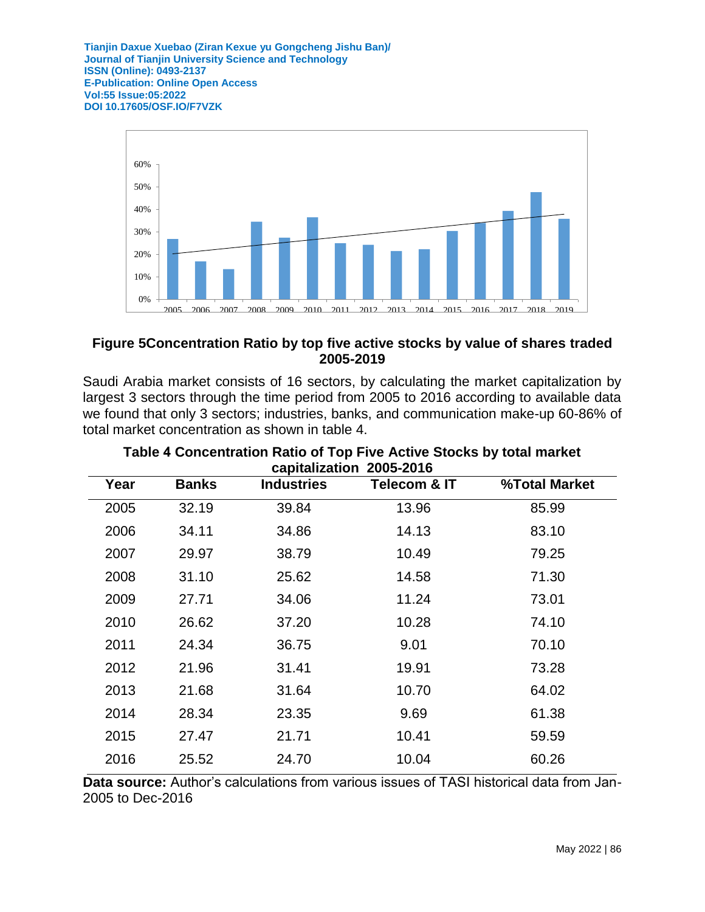60%
50%
40%
30%
20%
10%
0%
2005 2006 2007 2008 2009 2010 2011 2012 2013 2014 2015 2016 2017 2018 2019

**Figure 5Concentration Ratio by top five active stocks by value of shares traded 2005-2019**

Saudi Arabia market consists of 16 sectors, by calculating the market capitalization by largest 3 sectors through the time period from 2005 to 2016 according to available data we found that only 3 sectors; industries, banks, and communication make-up 60-86% of total market concentration as shown in table 4.

**Table 4 Concentration Ratio of Top Five Active Stocks by total market capitalization 2005-2016**

| Year | Banks | Industries | Telecom & IT | %Total Market |
|---|---|---|---|---|
| 2005 | 32.19 | 39.84 | 13.96 | 85.99 |
| 2006 | 34.11 | 34.86 | 14.13 | 83.10 |
| 2007 | 29.97 | 38.79 | 10.49 | 79.25 |
| 2008 | 31.10 | 25.62 | 14.58 | 71.30 |
| 2009 | 27.71 | 34.06 | 11.24 | 73.01 |
| 2010 | 26.62 | 37.20 | 10.28 | 74.10 |
| 2011 | 24.34 | 36.75 | 9.01 | 70.10 |
| 2012 | 21.96 | 31.41 | 19.91 | 73.28 |
| 2013 | 21.68 | 31.64 | 10.70 | 64.02 |
| 2014 | 28.34 | 23.35 | 9.69 | 61.38 |
| 2015 | 27.47 | 21.71 | 10.41 | 59.59 |
| 2016 | 25.52 | 24.70 | 10.04 | 60.26 |

**Data source:** Author's calculations from various issues of TASI historical data from Jan-2005 to Dec-2016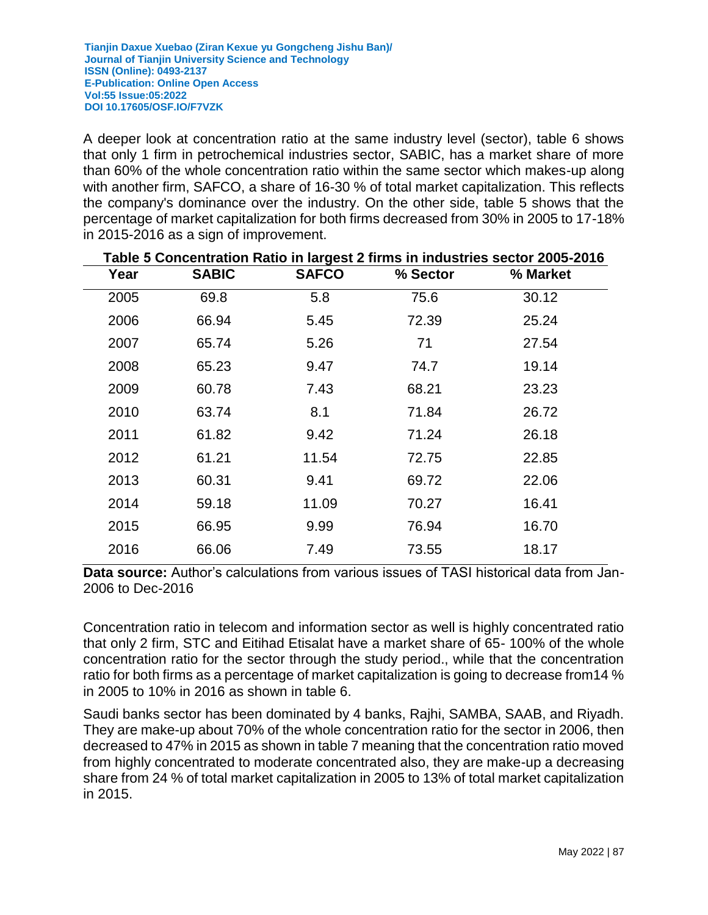A deeper look at concentration ratio at the same industry level (sector), table 6 shows that only 1 firm in petrochemical industries sector, SABIC, has a market share of more than 60% of the whole concentration ratio within the same sector which makes-up along with another firm, SAFCO, a share of 16-30 % of total market capitalization. This reflects the company's dominance over the industry. On the other side, table 5 shows that the percentage of market capitalization for both firms decreased from 30% in 2005 to 17-18% in 2015-2016 as a sign of improvement.

**Table 5 Concentration Ratio in largest 2 firms in industries sector 2005-2016**

| Year | SABIC | SAFCO | % Sector | % Market |
|---|---|---|---|---|
| 2005 | 69.8 | 5.8 | 75.6 | 30.12 |
| 2006 | 66.94 | 5.45 | 72.39 | 25.24 |
| 2007 | 65.74 | 5.26 | 71 | 27.54 |
| 2008 | 65.23 | 9.47 | 74.7 | 19.14 |
| 2009 | 60.78 | 7.43 | 68.21 | 23.23 |
| 2010 | 63.74 | 8.1 | 71.84 | 26.72 |
| 2011 | 61.82 | 9.42 | 71.24 | 26.18 |
| 2012 | 61.21 | 11.54 | 72.75 | 22.85 |
| 2013 | 60.31 | 9.41 | 69.72 | 22.06 |
| 2014 | 59.18 | 11.09 | 70.27 | 16.41 |
| 2015 | 66.95 | 9.99 | 76.94 | 16.70 |
| 2016 | 66.06 | 7.49 | 73.55 | 18.17 |

**Data source:** Author's calculations from various issues of TASI historical data from Jan-2006 to Dec-2016

Concentration ratio in telecom and information sector as well is highly concentrated ratio that only 2 firm, STC and Eitihad Etisalat have a market share of 65- 100% of the whole concentration ratio for the sector through the study period., while that the concentration ratio for both firms as a percentage of market capitalization is going to decrease from14 % in 2005 to 10% in 2016 as shown in table 6.

Saudi banks sector has been dominated by 4 banks, Rajhi, SAMBA, SAAB, and Riyadh. They are make-up about 70% of the whole concentration ratio for the sector in 2006, then decreased to 47% in 2015 as shown in table 7 meaning that the concentration ratio moved from highly concentrated to moderate concentrated also, they are make-up a decreasing share from 24 % of total market capitalization in 2005 to 13% of total market capitalization in 2015.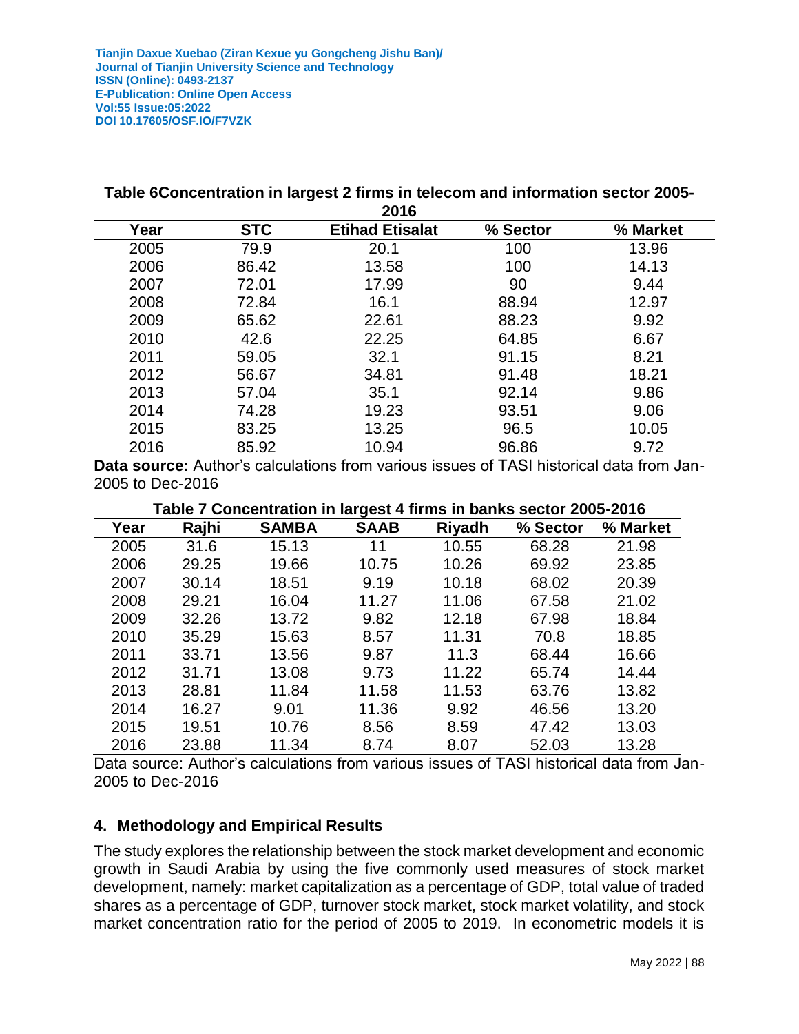**Table 6Concentration in largest 2 firms in telecom and information sector 2005-2016**

| Year | STC | Etihad Etisalat | % Sector | % Market |
|---|---|---|---|---|
| 2005 | 79.9 | 20.1 | 100 | 13.96 |
| 2006 | 86.42 | 13.58 | 100 | 14.13 |
| 2007 | 72.01 | 17.99 | 90 | 9.44 |
| 2008 | 72.84 | 16.1 | 88.94 | 12.97 |
| 2009 | 65.62 | 22.61 | 88.23 | 9.92 |
| 2010 | 42.6 | 22.25 | 64.85 | 6.67 |
| 2011 | 59.05 | 32.1 | 91.15 | 8.21 |
| 2012 | 56.67 | 34.81 | 91.48 | 18.21 |
| 2013 | 57.04 | 35.1 | 92.14 | 9.86 |
| 2014 | 74.28 | 19.23 | 93.51 | 9.06 |
| 2015 | 83.25 | 13.25 | 96.5 | 10.05 |
| 2016 | 85.92 | 10.94 | 96.86 | 9.72 |

**Data source:** Author's calculations from various issues of TASI historical data from Jan-2005 to Dec-2016

**Table 7 Concentration in largest 4 firms in banks sector 2005-2016**

| Year | Rajhi | SAMBA | SAAB | Riyadh | % Sector | % Market |
|---|---|---|---|---|---|---|
| 2005 | 31.6 | 15.13 | 11 | 10.55 | 68.28 | 21.98 |
| 2006 | 29.25 | 19.66 | 10.75 | 10.26 | 69.92 | 23.85 |
| 2007 | 30.14 | 18.51 | 9.19 | 10.18 | 68.02 | 20.39 |
| 2008 | 29.21 | 16.04 | 11.27 | 11.06 | 67.58 | 21.02 |
| 2009 | 32.26 | 13.72 | 9.82 | 12.18 | 67.98 | 18.84 |
| 2010 | 35.29 | 15.63 | 8.57 | 11.31 | 70.8 | 18.85 |
| 2011 | 33.71 | 13.56 | 9.87 | 11.3 | 68.44 | 16.66 |
| 2012 | 31.71 | 13.08 | 9.73 | 11.22 | 65.74 | 14.44 |
| 2013 | 28.81 | 11.84 | 11.58 | 11.53 | 63.76 | 13.82 |
| 2014 | 16.27 | 9.01 | 11.36 | 9.92 | 46.56 | 13.20 |
| 2015 | 19.51 | 10.76 | 8.56 | 8.59 | 47.42 | 13.03 |
| 2016 | 23.88 | 11.34 | 8.74 | 8.07 | 52.03 | 13.28 |

Data source: Author's calculations from various issues of TASI historical data from Jan-2005 to Dec-2016

## 4. Methodology and Empirical Results

The study explores the relationship between the stock market development and economic growth in Saudi Arabia by using the five commonly used measures of stock market development, namely: market capitalization as a percentage of GDP, total value of traded shares as a percentage of GDP, turnover stock market, stock market volatility, and stock market concentration ratio for the period of 2005 to 2019. In econometric models it is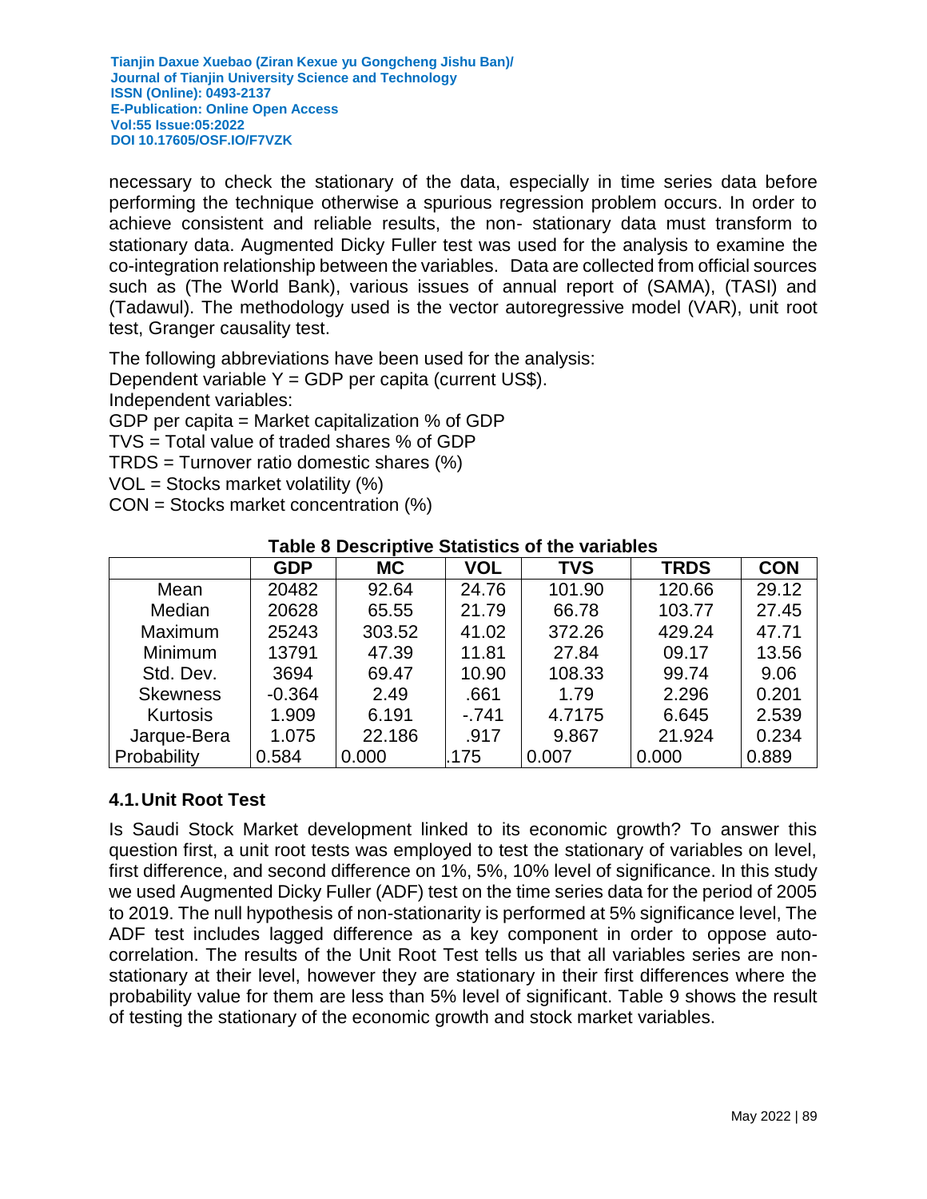necessary to check the stationary of the data, especially in time series data before performing the technique otherwise a spurious regression problem occurs. In order to achieve consistent and reliable results, the non- stationary data must transform to stationary data. Augmented Dicky Fuller test was used for the analysis to examine the co-integration relationship between the variables. Data are collected from official sources such as (The World Bank), various issues of annual report of (SAMA), (TASI) and (Tadawul). The methodology used is the vector autoregressive model (VAR), unit root test, Granger causality test.

The following abbreviations have been used for the analysis:
Dependent variable Y = GDP per capita (current US$).
Independent variables:
GDP per capita = Market capitalization % of GDP
TVS = Total value of traded shares % of GDP
TRDS = Turnover ratio domestic shares (%)
VOL = Stocks market volatility (%)
CON = Stocks market concentration (%)

**Table 8 Descriptive Statistics of the variables**

| | GDP | MC | VOL | TVS | TRDS | CON |
|---|---|---|---|---|---|---|
| Mean | 20482 | 92.64 | 24.76 | 101.90 | 120.66 | 29.12 |
| Median | 20628 | 65.55 | 21.79 | 66.78 | 103.77 | 27.45 |
| Maximum | 25243 | 303.52 | 41.02 | 372.26 | 429.24 | 47.71 |
| Minimum | 13791 | 47.39 | 11.81 | 27.84 | 09.17 | 13.56 |
| Std. Dev. | 3694 | 69.47 | 10.90 | 108.33 | 99.74 | 9.06 |
| Skewness | -0.364 | 2.49 | .661 | 1.79 | 2.296 | 0.201 |
| Kurtosis | 1.909 | 6.191 | -.741 | 4.7175 | 6.645 | 2.539 |
| Jarque-Bera | 1.075 | 22.186 | .917 | 9.867 | 21.924 | 0.234 |
| Probability | 0.584 | 0.000 | .175 | 0.007 | 0.000 | 0.889 |

### 4.1. Unit Root Test

Is Saudi Stock Market development linked to its economic growth? To answer this question first, a unit root tests was employed to test the stationary of variables on level, first difference, and second difference on 1%, 5%, 10% level of significance. In this study we used Augmented Dicky Fuller (ADF) test on the time series data for the period of 2005 to 2019. The null hypothesis of non-stationarity is performed at 5% significance level, The ADF test includes lagged difference as a key component in order to oppose auto-correlation. The results of the Unit Root Test tells us that all variables series are non-stationary at their level, however they are stationary in their first differences where the probability value for them are less than 5% level of significant. Table 9 shows the result of testing the stationary of the economic growth and stock market variables.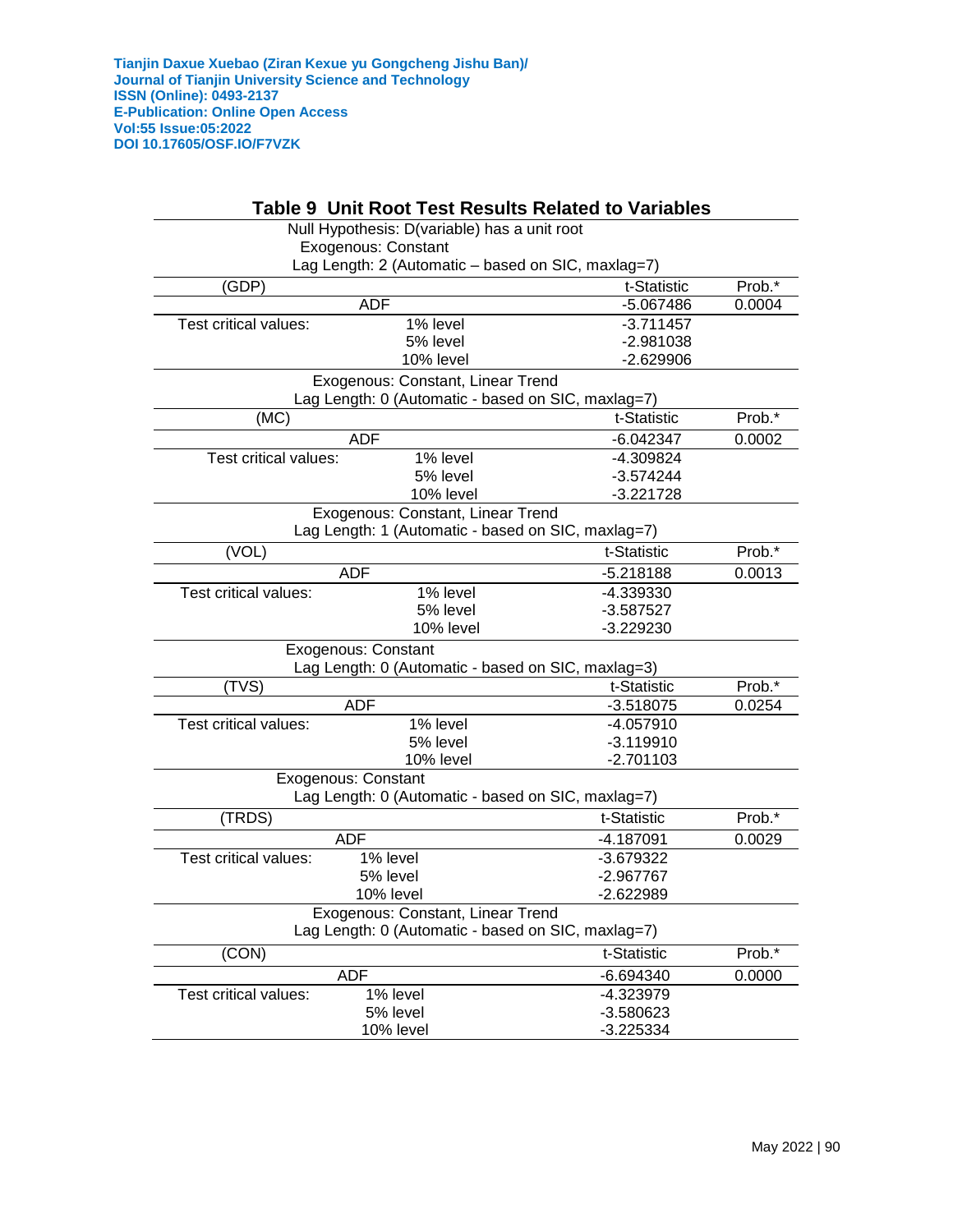**Table 9 Unit Root Test Results Related to Variables**

Null Hypothesis: D(variable) has a unit root

Exogenous: Constant

Lag Length: 2 (Automatic – based on SIC, maxlag=7)

| (GDP) | | t-Statistic | Prob.* |
|---|---|---|---|
| ADF | | -5.067486 | 0.0004 |
| Test critical values: | 1% level | -3.711457 | |
| | 5% level | -2.981038 | |
| | 10% level | -2.629906 | |

Exogenous: Constant, Linear Trend

Lag Length: 0 (Automatic - based on SIC, maxlag=7)

| (MC) | | t-Statistic | Prob.* |
|---|---|---|---|
| ADF | | -6.042347 | 0.0002 |
| Test critical values: | 1% level | -4.309824 | |
| | 5% level | -3.574244 | |
| | 10% level | -3.221728 | |

Exogenous: Constant, Linear Trend

Lag Length: 1 (Automatic - based on SIC, maxlag=7)

| (VOL) | | t-Statistic | Prob.* |
|---|---|---|---|
| ADF | | -5.218188 | 0.0013 |
| Test critical values: | 1% level | -4.339330 | |
| | 5% level | -3.587527 | |
| | 10% level | -3.229230 | |

Exogenous: Constant

Lag Length: 0 (Automatic - based on SIC, maxlag=3)

| (TVS) | | t-Statistic | Prob.* |
|---|---|---|---|
| ADF | | -3.518075 | 0.0254 |
| Test critical values: | 1% level | -4.057910 | |
| | 5% level | -3.119910 | |
| | 10% level | -2.701103 | |

Exogenous: Constant

Lag Length: 0 (Automatic - based on SIC, maxlag=7)

| (TRDS) | | t-Statistic | Prob.* |
|---|---|---|---|
| ADF | | -4.187091 | 0.0029 |
| Test critical values: | 1% level | -3.679322 | |
| | 5% level | -2.967767 | |
| | 10% level | -2.622989 | |

Exogenous: Constant, Linear Trend

Lag Length: 0 (Automatic - based on SIC, maxlag=7)

| (CON) | | t-Statistic | Prob.* |
|---|---|---|---|
| ADF | | -6.694340 | 0.0000 |
| Test critical values: | 1% level | -4.323979 | |
| | 5% level | -3.580623 | |
| | 10% level | -3.225334 | |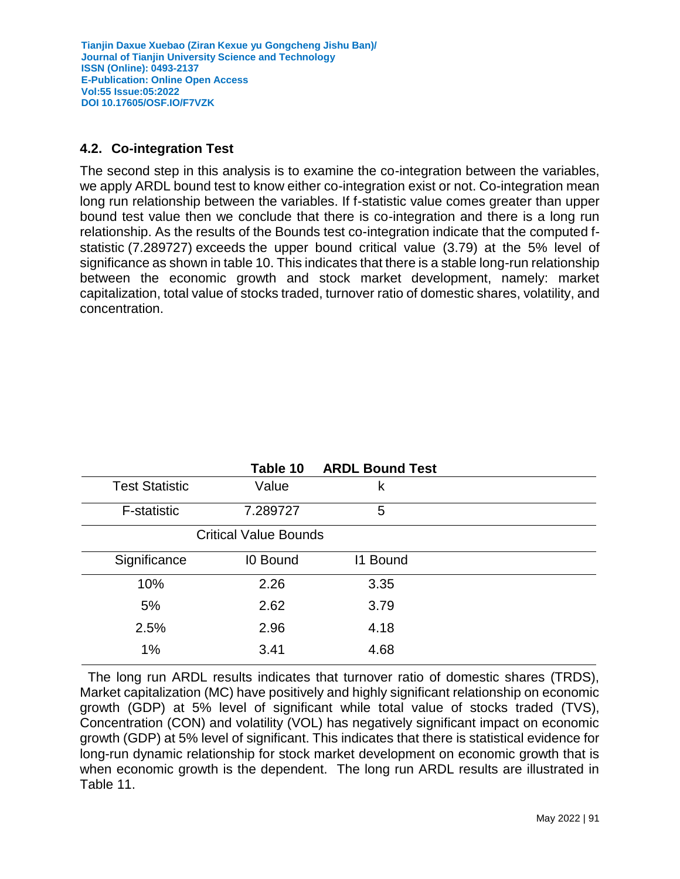## 4.2. Co-integration Test

The second step in this analysis is to examine the co-integration between the variables, we apply ARDL bound test to know either co-integration exist or not. Co-integration mean long run relationship between the variables. If f-statistic value comes greater than upper bound test value then we conclude that there is co-integration and there is a long run relationship. As the results of the Bounds test co-integration indicate that the computed f-statistic (7.289727) exceeds the upper bound critical value (3.79) at the 5% level of significance as shown in table 10. This indicates that there is a stable long-run relationship between the economic growth and stock market development, namely: market capitalization, total value of stocks traded, turnover ratio of domestic shares, volatility, and concentration.

**Table 10 ARDL Bound Test**

| Test Statistic | Value | k |
|---|---|---|
| F-statistic | 7.289727 | 5 |
| | Critical Value Bounds | |
| Significance | I0 Bound | I1 Bound |
| 10% | 2.26 | 3.35 |
| 5% | 2.62 | 3.79 |
| 2.5% | 2.96 | 4.18 |
| 1% | 3.41 | 4.68 |

The long run ARDL results indicates that turnover ratio of domestic shares (TRDS), Market capitalization (MC) have positively and highly significant relationship on economic growth (GDP) at 5% level of significant while total value of stocks traded (TVS), Concentration (CON) and volatility (VOL) has negatively significant impact on economic growth (GDP) at 5% level of significant. This indicates that there is statistical evidence for long-run dynamic relationship for stock market development on economic growth that is when economic growth is the dependent. The long run ARDL results are illustrated in Table 11.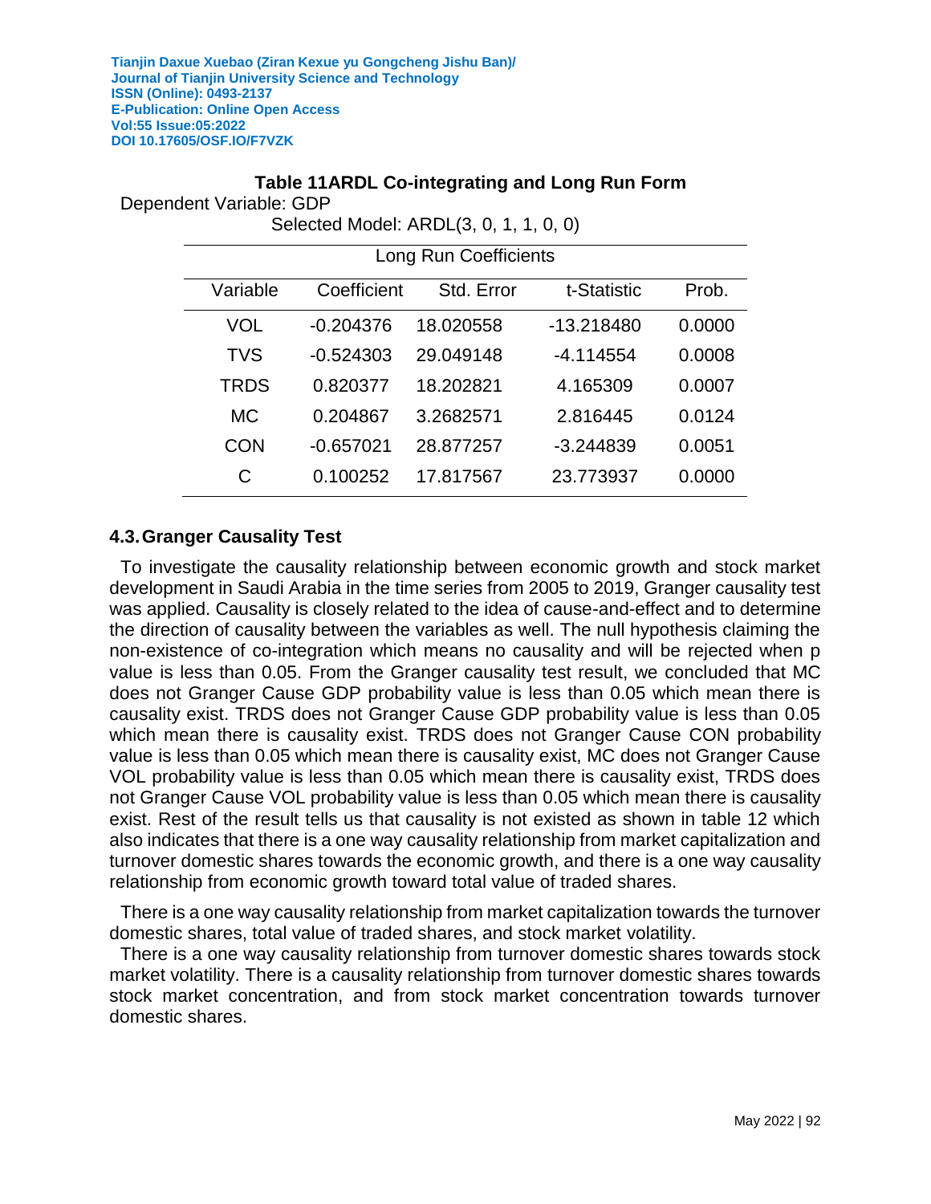**Table 11ARDL Co-integrating and Long Run Form**

Dependent Variable: GDP

Selected Model: ARDL(3, 0, 1, 1, 0, 0)

| Long Run Coefficients | | | | |
|---|---|---|---|---|
| Variable | Coefficient | Std. Error | t-Statistic | Prob. |
| VOL | -0.204376 | 18.020558 | -13.218480 | 0.0000 |
| TVS | -0.524303 | 29.049148 | -4.114554 | 0.0008 |
| TRDS | 0.820377 | 18.202821 | 4.165309 | 0.0007 |
| MC | 0.204867 | 3.2682571 | 2.816445 | 0.0124 |
| CON | -0.657021 | 28.877257 | -3.244839 | 0.0051 |
| C | 0.100252 | 17.817567 | 23.773937 | 0.0000 |

### 4.3. Granger Causality Test

To investigate the causality relationship between economic growth and stock market development in Saudi Arabia in the time series from 2005 to 2019, Granger causality test was applied. Causality is closely related to the idea of cause-and-effect and to determine the direction of causality between the variables as well. The null hypothesis claiming the non-existence of co-integration which means no causality and will be rejected when p value is less than 0.05. From the Granger causality test result, we concluded that MC does not Granger Cause GDP probability value is less than 0.05 which mean there is causality exist. TRDS does not Granger Cause GDP probability value is less than 0.05 which mean there is causality exist. TRDS does not Granger Cause CON probability value is less than 0.05 which mean there is causality exist, MC does not Granger Cause VOL probability value is less than 0.05 which mean there is causality exist, TRDS does not Granger Cause VOL probability value is less than 0.05 which mean there is causality exist. Rest of the result tells us that causality is not existed as shown in table 12 which also indicates that there is a one way causality relationship from market capitalization and turnover domestic shares towards the economic growth, and there is a one way causality relationship from economic growth toward total value of traded shares.

There is a one way causality relationship from market capitalization towards the turnover domestic shares, total value of traded shares, and stock market volatility.

There is a one way causality relationship from turnover domestic shares towards stock market volatility. There is a causality relationship from turnover domestic shares towards stock market concentration, and from stock market concentration towards turnover domestic shares.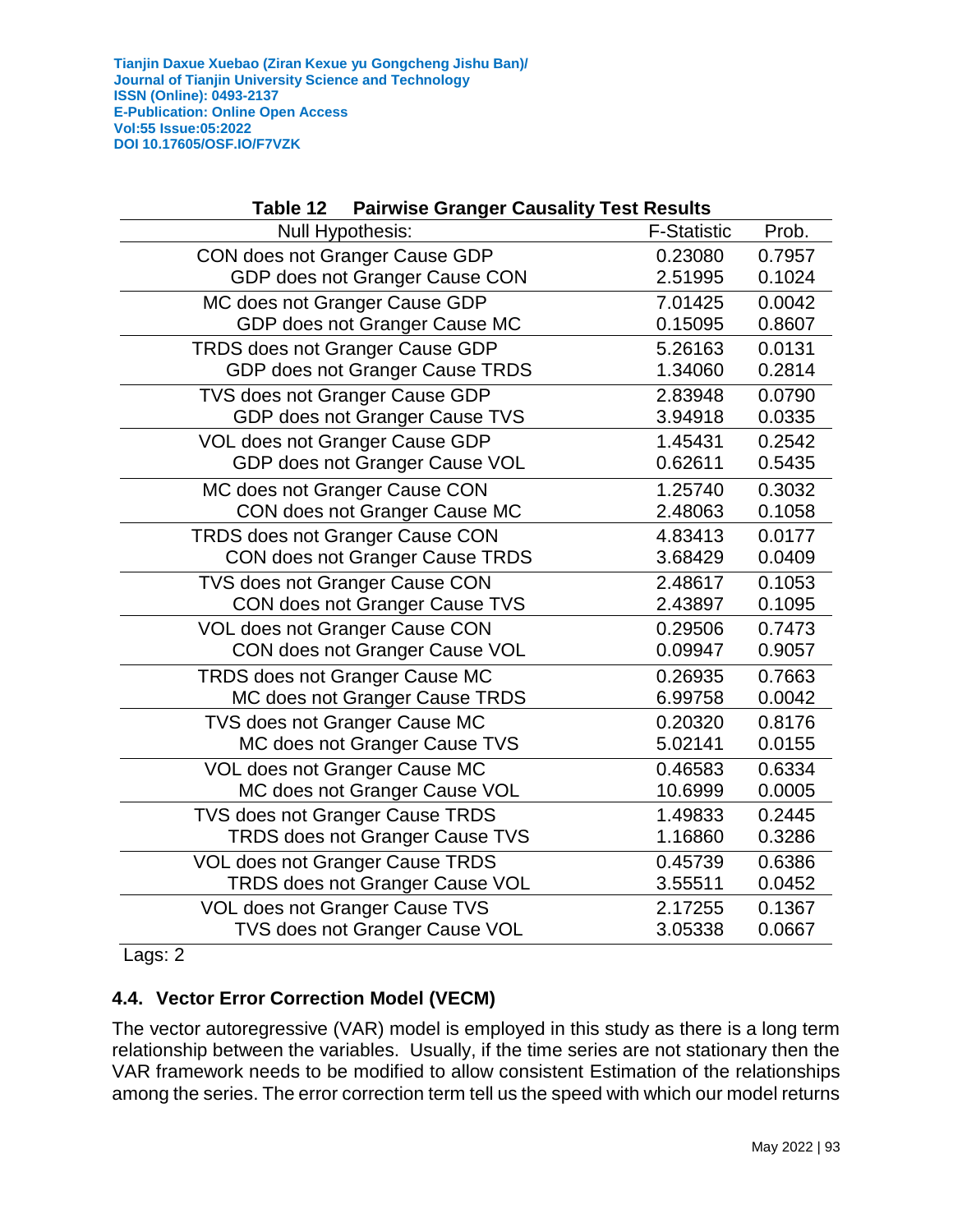**Table 12 Pairwise Granger Causality Test Results**

| Null Hypothesis: | F-Statistic | Prob. |
|---|---|---|
| CON does not Granger Cause GDP | 0.23080 | 0.7957 |
| GDP does not Granger Cause CON | 2.51995 | 0.1024 |
| MC does not Granger Cause GDP | 7.01425 | 0.0042 |
| GDP does not Granger Cause MC | 0.15095 | 0.8607 |
| TRDS does not Granger Cause GDP | 5.26163 | 0.0131 |
| GDP does not Granger Cause TRDS | 1.34060 | 0.2814 |
| TVS does not Granger Cause GDP | 2.83948 | 0.0790 |
| GDP does not Granger Cause TVS | 3.94918 | 0.0335 |
| VOL does not Granger Cause GDP | 1.45431 | 0.2542 |
| GDP does not Granger Cause VOL | 0.62611 | 0.5435 |
| MC does not Granger Cause CON | 1.25740 | 0.3032 |
| CON does not Granger Cause MC | 2.48063 | 0.1058 |
| TRDS does not Granger Cause CON | 4.83413 | 0.0177 |
| CON does not Granger Cause TRDS | 3.68429 | 0.0409 |
| TVS does not Granger Cause CON | 2.48617 | 0.1053 |
| CON does not Granger Cause TVS | 2.43897 | 0.1095 |
| VOL does not Granger Cause CON | 0.29506 | 0.7473 |
| CON does not Granger Cause VOL | 0.09947 | 0.9057 |
| TRDS does not Granger Cause MC | 0.26935 | 0.7663 |
| MC does not Granger Cause TRDS | 6.99758 | 0.0042 |
| TVS does not Granger Cause MC | 0.20320 | 0.8176 |
| MC does not Granger Cause TVS | 5.02141 | 0.0155 |
| VOL does not Granger Cause MC | 0.46583 | 0.6334 |
| MC does not Granger Cause VOL | 10.6999 | 0.0005 |
| TVS does not Granger Cause TRDS | 1.49833 | 0.2445 |
| TRDS does not Granger Cause TVS | 1.16860 | 0.3286 |
| VOL does not Granger Cause TRDS | 0.45739 | 0.6386 |
| TRDS does not Granger Cause VOL | 3.55511 | 0.0452 |
| VOL does not Granger Cause TVS | 2.17255 | 0.1367 |
| TVS does not Granger Cause VOL | 3.05338 | 0.0667 |

Lags: 2

### 4.4. Vector Error Correction Model (VECM)

The vector autoregressive (VAR) model is employed in this study as there is a long term relationship between the variables. Usually, if the time series are not stationary then the VAR framework needs to be modified to allow consistent Estimation of the relationships among the series. The error correction term tell us the speed with which our model returns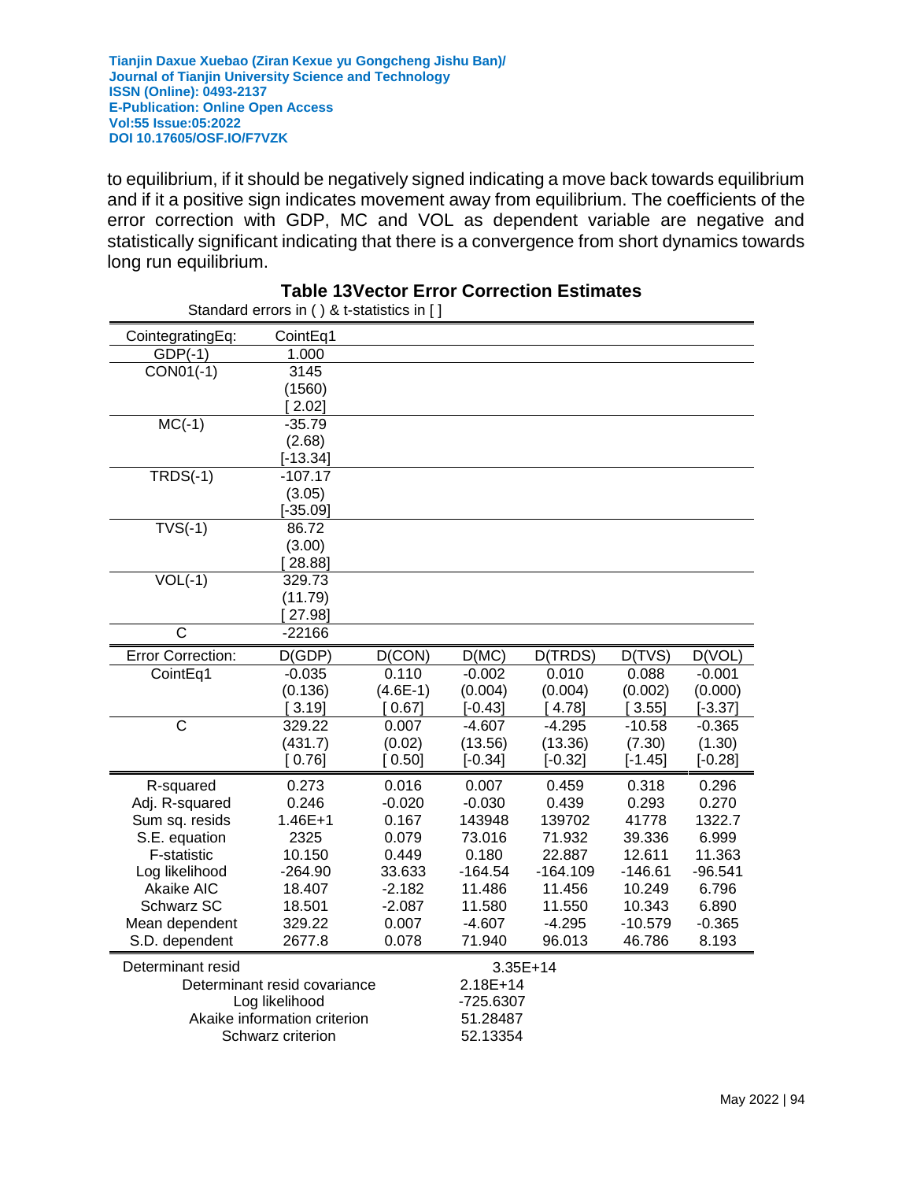to equilibrium, if it should be negatively signed indicating a move back towards equilibrium and if it a positive sign indicates movement away from equilibrium. The coefficients of the error correction with GDP, MC and VOL as dependent variable are negative and statistically significant indicating that there is a convergence from short dynamics towards long run equilibrium.

**Table 13Vector Error Correction Estimates**

Standard errors in ( ) & t-statistics in [ ]

| CointegratingEq: | CointEq1 | | | | | |
|---|---|---|---|---|---|---|
| GDP(-1) | 1.000 | | | | | |
| CON01(-1) | 3145 | | | | | |
| | (1560) | | | | | |
| | [ 2.02] | | | | | |
| MC(-1) | -35.79 | | | | | |
| | (2.68) | | | | | |
| | [-13.34] | | | | | |
| TRDS(-1) | -107.17 | | | | | |
| | (3.05) | | | | | |
| | [-35.09] | | | | | |
| TVS(-1) | 86.72 | | | | | |
| | (3.00) | | | | | |
| | [ 28.88] | | | | | |
| VOL(-1) | 329.73 | | | | | |
| | (11.79) | | | | | |
| | [ 27.98] | | | | | |
| C | -22166 | | | | | |
| **Error Correction:** | **D(GDP)** | **D(CON)** | **D(MC)** | **D(TRDS)** | **D(TVS)** | **D(VOL)** |
| CointEq1 | -0.035 | 0.110 | -0.002 | 0.010 | 0.088 | -0.001 |
| | (0.136) | (4.6E-1) | (0.004) | (0.004) | (0.002) | (0.000) |
| | [ 3.19] | [ 0.67] | [-0.43] | [ 4.78] | [ 3.55] | [-3.37] |
| C | 329.22 | 0.007 | -4.607 | -4.295 | -10.58 | -0.365 |
| | (431.7) | (0.02) | (13.56) | (13.36) | (7.30) | (1.30) |
| | [ 0.76] | [ 0.50] | [-0.34] | [-0.32] | [-1.45] | [-0.28] |
| R-squared | 0.273 | 0.016 | 0.007 | 0.459 | 0.318 | 0.296 |
| Adj. R-squared | 0.246 | -0.020 | -0.030 | 0.439 | 0.293 | 0.270 |
| Sum sq. resids | 1.46E+1 | 0.167 | 143948 | 139702 | 41778 | 1322.7 |
| S.E. equation | 2325 | 0.079 | 73.016 | 71.932 | 39.336 | 6.999 |
| F-statistic | 10.150 | 0.449 | 0.180 | 22.887 | 12.611 | 11.363 |
| Log likelihood | -264.90 | 33.633 | -164.54 | -164.109 | -146.61 | -96.541 |
| Akaike AIC | 18.407 | -2.182 | 11.486 | 11.456 | 10.249 | 6.796 |
| Schwarz SC | 18.501 | -2.087 | 11.580 | 11.550 | 10.343 | 6.890 |
| Mean dependent | 329.22 | 0.007 | -4.607 | -4.295 | -10.579 | -0.365 |
| S.D. dependent | 2677.8 | 0.078 | 71.940 | 96.013 | 46.786 | 8.193 |

| | |
|---|---|
| Determinant resid | 3.35E+14 |
| Determinant resid covariance | 2.18E+14 |
| Log likelihood | -725.6307 |
| Akaike information criterion | 51.28487 |
| Schwarz criterion | 52.13354 |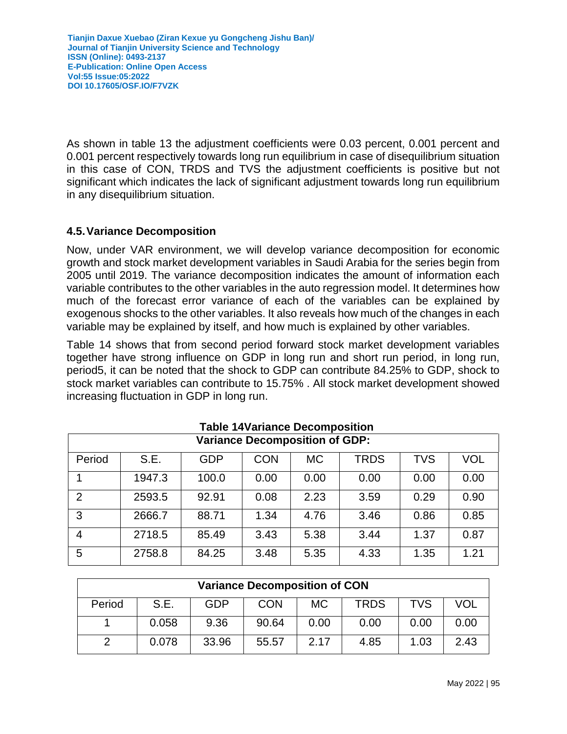As shown in table 13 the adjustment coefficients were 0.03 percent, 0.001 percent and 0.001 percent respectively towards long run equilibrium in case of disequilibrium situation in this case of CON, TRDS and TVS the adjustment coefficients is positive but not significant which indicates the lack of significant adjustment towards long run equilibrium in any disequilibrium situation.

### 4.5. Variance Decomposition

Now, under VAR environment, we will develop variance decomposition for economic growth and stock market development variables in Saudi Arabia for the series begin from 2005 until 2019. The variance decomposition indicates the amount of information each variable contributes to the other variables in the auto regression model. It determines how much of the forecast error variance of each of the variables can be explained by exogenous shocks to the other variables. It also reveals how much of the changes in each variable may be explained by itself, and how much is explained by other variables.

Table 14 shows that from second period forward stock market development variables together have strong influence on GDP in long run and short run period, in long run, period5, it can be noted that the shock to GDP can contribute 84.25% to GDP, shock to stock market variables can contribute to 15.75% . All stock market development showed increasing fluctuation in GDP in long run.

**Table 14Variance Decomposition**

| Variance Decomposition of GDP: | | | | | | | |
|---|---|---|---|---|---|---|---|
| Period | S.E. | GDP | CON | MC | TRDS | TVS | VOL |
| 1 | 1947.3 | 100.0 | 0.00 | 0.00 | 0.00 | 0.00 | 0.00 |
| 2 | 2593.5 | 92.91 | 0.08 | 2.23 | 3.59 | 0.29 | 0.90 |
| 3 | 2666.7 | 88.71 | 1.34 | 4.76 | 3.46 | 0.86 | 0.85 |
| 4 | 2718.5 | 85.49 | 3.43 | 5.38 | 3.44 | 1.37 | 0.87 |
| 5 | 2758.8 | 84.25 | 3.48 | 5.35 | 4.33 | 1.35 | 1.21 |

| Variance Decomposition of CON | | | | | | | |
|---|---|---|---|---|---|---|---|
| Period | S.E. | GDP | CON | MC | TRDS | TVS | VOL |
| 1 | 0.058 | 9.36 | 90.64 | 0.00 | 0.00 | 0.00 | 0.00 |
| 2 | 0.078 | 33.96 | 55.57 | 2.17 | 4.85 | 1.03 | 2.43 |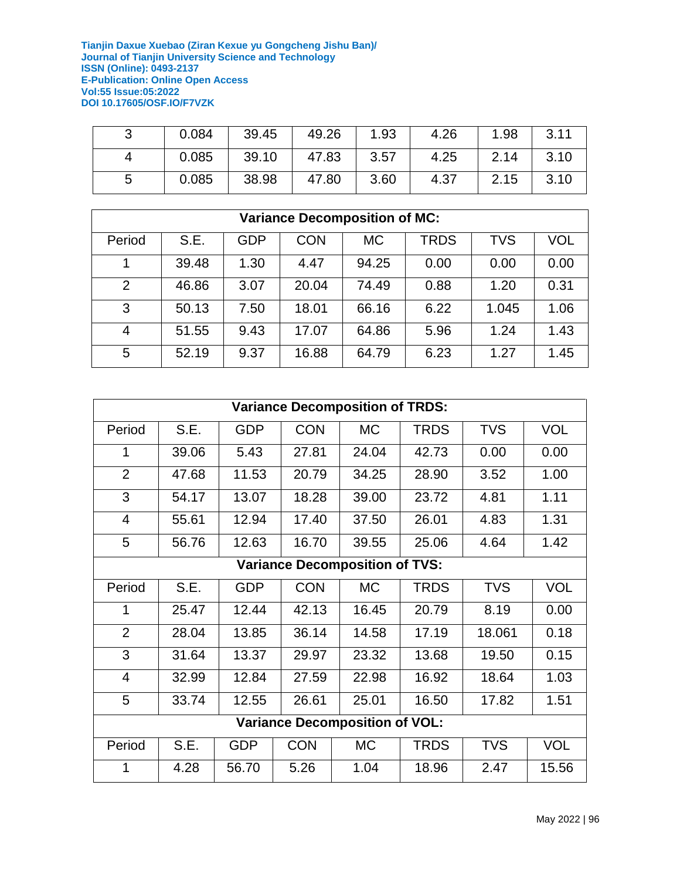| | | | | | | | |
|---|---|---|---|---|---|---|---|
| 3 | 0.084 | 39.45 | 49.26 | 1.93 | 4.26 | 1.98 | 3.11 |
| 4 | 0.085 | 39.10 | 47.83 | 3.57 | 4.25 | 2.14 | 3.10 |
| 5 | 0.085 | 38.98 | 47.80 | 3.60 | 4.37 | 2.15 | 3.10 |

| Variance Decomposition of MC: | | | | | | | |
|---|---|---|---|---|---|---|---|
| Period | S.E. | GDP | CON | MC | TRDS | TVS | VOL |
| 1 | 39.48 | 1.30 | 4.47 | 94.25 | 0.00 | 0.00 | 0.00 |
| 2 | 46.86 | 3.07 | 20.04 | 74.49 | 0.88 | 1.20 | 0.31 |
| 3 | 50.13 | 7.50 | 18.01 | 66.16 | 6.22 | 1.045 | 1.06 |
| 4 | 51.55 | 9.43 | 17.07 | 64.86 | 5.96 | 1.24 | 1.43 |
| 5 | 52.19 | 9.37 | 16.88 | 64.79 | 6.23 | 1.27 | 1.45 |

| Variance Decomposition of TRDS: | | | | | | | |
|---|---|---|---|---|---|---|---|
| Period | S.E. | GDP | CON | MC | TRDS | TVS | VOL |
| 1 | 39.06 | 5.43 | 27.81 | 24.04 | 42.73 | 0.00 | 0.00 |
| 2 | 47.68 | 11.53 | 20.79 | 34.25 | 28.90 | 3.52 | 1.00 |
| 3 | 54.17 | 13.07 | 18.28 | 39.00 | 23.72 | 4.81 | 1.11 |
| 4 | 55.61 | 12.94 | 17.40 | 37.50 | 26.01 | 4.83 | 1.31 |
| 5 | 56.76 | 12.63 | 16.70 | 39.55 | 25.06 | 4.64 | 1.42 |
| **Variance Decomposition of TVS:** | | | | | | | |
| Period | S.E. | GDP | CON | MC | TRDS | TVS | VOL |
| 1 | 25.47 | 12.44 | 42.13 | 16.45 | 20.79 | 8.19 | 0.00 |
| 2 | 28.04 | 13.85 | 36.14 | 14.58 | 17.19 | 18.061 | 0.18 |
| 3 | 31.64 | 13.37 | 29.97 | 23.32 | 13.68 | 19.50 | 0.15 |
| 4 | 32.99 | 12.84 | 27.59 | 22.98 | 16.92 | 18.64 | 1.03 |
| 5 | 33.74 | 12.55 | 26.61 | 25.01 | 16.50 | 17.82 | 1.51 |
| **Variance Decomposition of VOL:** | | | | | | | |
| Period | S.E. | GDP | CON | MC | TRDS | TVS | VOL |
| 1 | 4.28 | 56.70 | 5.26 | 1.04 | 18.96 | 2.47 | 15.56 |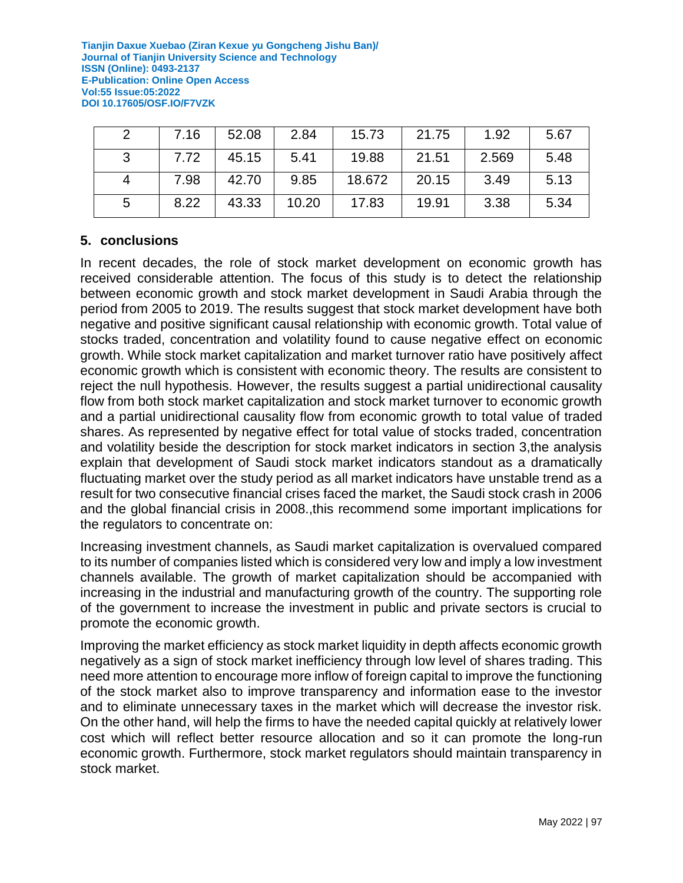| | | | | | | | |
|---|---|---|---|---|---|---|---|
| 2 | 7.16 | 52.08 | 2.84 | 15.73 | 21.75 | 1.92 | 5.67 |
| 3 | 7.72 | 45.15 | 5.41 | 19.88 | 21.51 | 2.569 | 5.48 |
| 4 | 7.98 | 42.70 | 9.85 | 18.672 | 20.15 | 3.49 | 5.13 |
| 5 | 8.22 | 43.33 | 10.20 | 17.83 | 19.91 | 3.38 | 5.34 |

## 5. conclusions

In recent decades, the role of stock market development on economic growth has received considerable attention. The focus of this study is to detect the relationship between economic growth and stock market development in Saudi Arabia through the period from 2005 to 2019. The results suggest that stock market development have both negative and positive significant causal relationship with economic growth. Total value of stocks traded, concentration and volatility found to cause negative effect on economic growth. While stock market capitalization and market turnover ratio have positively affect economic growth which is consistent with economic theory. The results are consistent to reject the null hypothesis. However, the results suggest a partial unidirectional causality flow from both stock market capitalization and stock market turnover to economic growth and a partial unidirectional causality flow from economic growth to total value of traded shares. As represented by negative effect for total value of stocks traded, concentration and volatility beside the description for stock market indicators in section 3,the analysis explain that development of Saudi stock market indicators standout as a dramatically fluctuating market over the study period as all market indicators have unstable trend as a result for two consecutive financial crises faced the market, the Saudi stock crash in 2006 and the global financial crisis in 2008.,this recommend some important implications for the regulators to concentrate on:

Increasing investment channels, as Saudi market capitalization is overvalued compared to its number of companies listed which is considered very low and imply a low investment channels available. The growth of market capitalization should be accompanied with increasing in the industrial and manufacturing growth of the country. The supporting role of the government to increase the investment in public and private sectors is crucial to promote the economic growth.

Improving the market efficiency as stock market liquidity in depth affects economic growth negatively as a sign of stock market inefficiency through low level of shares trading. This need more attention to encourage more inflow of foreign capital to improve the functioning of the stock market also to improve transparency and information ease to the investor and to eliminate unnecessary taxes in the market which will decrease the investor risk. On the other hand, will help the firms to have the needed capital quickly at relatively lower cost which will reflect better resource allocation and so it can promote the long-run economic growth. Furthermore, stock market regulators should maintain transparency in stock market.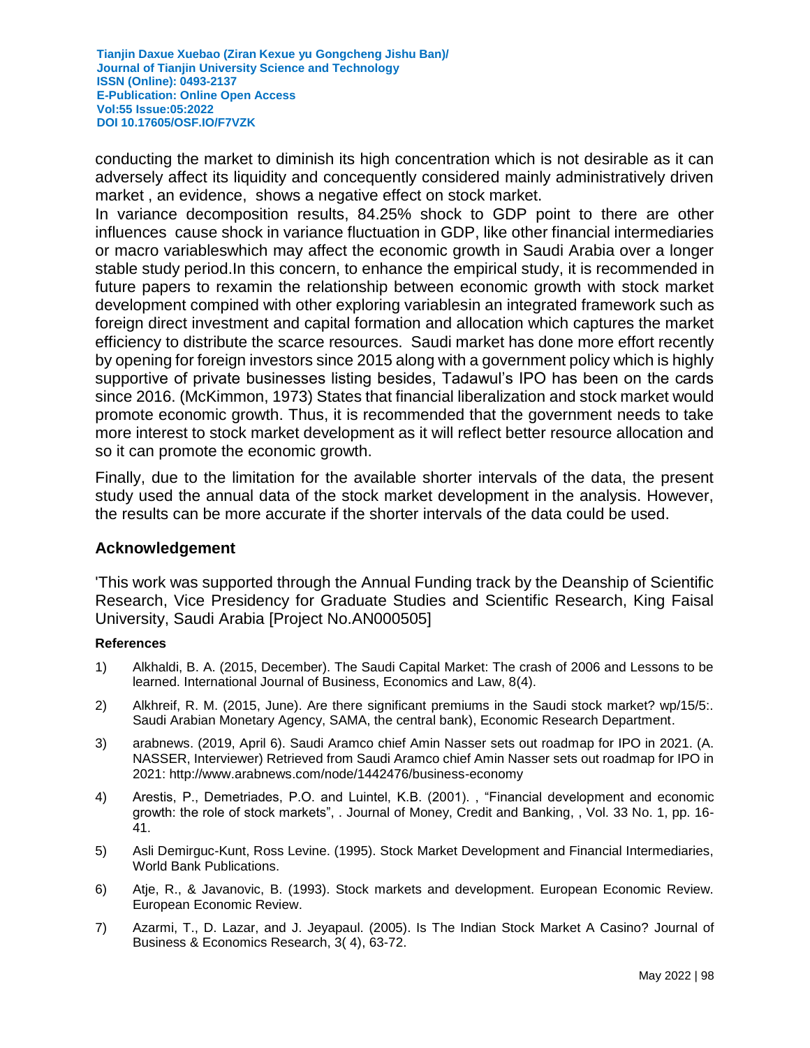conducting the market to diminish its high concentration which is not desirable as it can adversely affect its liquidity and concequently considered mainly administratively driven market , an evidence, shows a negative effect on stock market.

In variance decomposition results, 84.25% shock to GDP point to there are other influences cause shock in variance fluctuation in GDP, like other financial intermediaries or macro variableswhich may affect the economic growth in Saudi Arabia over a longer stable study period.In this concern, to enhance the empirical study, it is recommended in future papers to rexamin the relationship between economic growth with stock market development compined with other exploring variablesin an integrated framework such as foreign direct investment and capital formation and allocation which captures the market efficiency to distribute the scarce resources. Saudi market has done more effort recently by opening for foreign investors since 2015 along with a government policy which is highly supportive of private businesses listing besides, Tadawul's IPO has been on the cards since 2016. (McKimmon, 1973) States that financial liberalization and stock market would promote economic growth. Thus, it is recommended that the government needs to take more interest to stock market development as it will reflect better resource allocation and so it can promote the economic growth.

Finally, due to the limitation for the available shorter intervals of the data, the present study used the annual data of the stock market development in the analysis. However, the results can be more accurate if the shorter intervals of the data could be used.

## Acknowledgement

'This work was supported through the Annual Funding track by the Deanship of Scientific Research, Vice Presidency for Graduate Studies and Scientific Research, King Faisal University, Saudi Arabia [Project No.AN000505]

### References

1) Alkhaldi, B. A. (2015, December). The Saudi Capital Market: The crash of 2006 and Lessons to be learned. International Journal of Business, Economics and Law, 8(4).
2) Alkhreif, R. M. (2015, June). Are there significant premiums in the Saudi stock market? wp/15/5:. Saudi Arabian Monetary Agency, SAMA, the central bank), Economic Research Department.
3) arabnews. (2019, April 6). Saudi Aramco chief Amin Nasser sets out roadmap for IPO in 2021. (A. NASSER, Interviewer) Retrieved from Saudi Aramco chief Amin Nasser sets out roadmap for IPO in 2021: http://www.arabnews.com/node/1442476/business-economy
4) Arestis, P., Demetriades, P.O. and Luintel, K.B. (2001). , "Financial development and economic growth: the role of stock markets", . Journal of Money, Credit and Banking, , Vol. 33 No. 1, pp. 16-41.
5) Asli Demirguc-Kunt, Ross Levine. (1995). Stock Market Development and Financial Intermediaries, World Bank Publications.
6) Atje, R., & Javanovic, B. (1993). Stock markets and development. European Economic Review. European Economic Review.
7) Azarmi, T., D. Lazar, and J. Jeyapaul. (2005). Is The Indian Stock Market A Casino? Journal of Business & Economics Research, 3( 4), 63-72.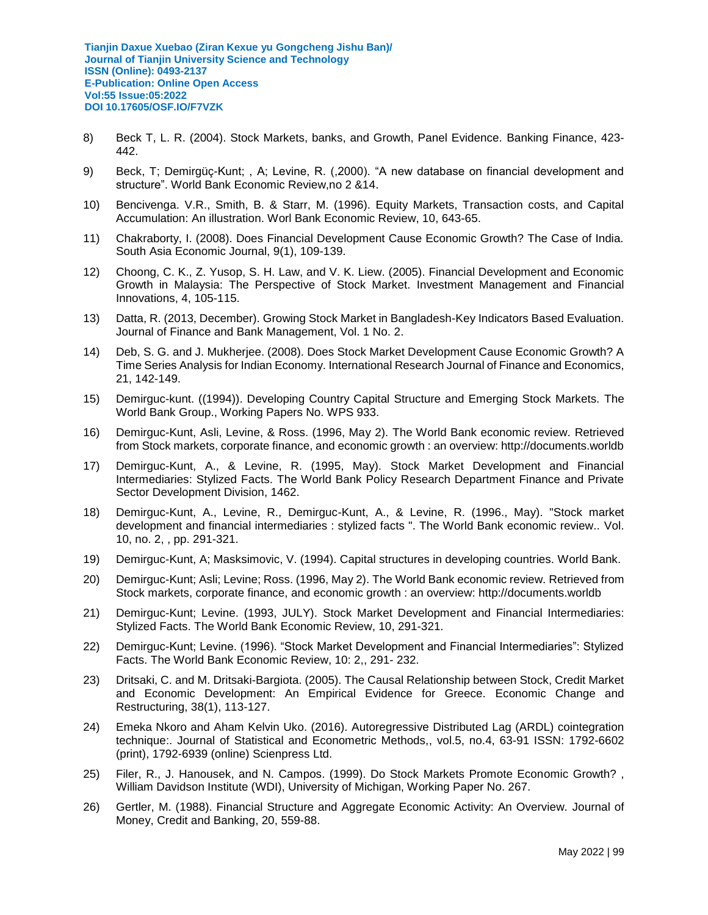8) Beck T, L. R. (2004). Stock Markets, banks, and Growth, Panel Evidence. Banking Finance, 423-442.

9) Beck, T; Demirgüç-Kunt; , A; Levine, R. (,2000). “A new database on financial development and structure”. World Bank Economic Review,no 2 &14.

10) Bencivenga. V.R., Smith, B. & Starr, M. (1996). Equity Markets, Transaction costs, and Capital Accumulation: An illustration. Worl Bank Economic Review, 10, 643-65.

11) Chakraborty, I. (2008). Does Financial Development Cause Economic Growth? The Case of India. South Asia Economic Journal, 9(1), 109-139.

12) Choong, C. K., Z. Yusop, S. H. Law, and V. K. Liew. (2005). Financial Development and Economic Growth in Malaysia: The Perspective of Stock Market. Investment Management and Financial Innovations, 4, 105-115.

13) Datta, R. (2013, December). Growing Stock Market in Bangladesh-Key Indicators Based Evaluation. Journal of Finance and Bank Management, Vol. 1 No. 2.

14) Deb, S. G. and J. Mukherjee. (2008). Does Stock Market Development Cause Economic Growth? A Time Series Analysis for Indian Economy. International Research Journal of Finance and Economics, 21, 142-149.

15) Demirguc-kunt. ((1994)). Developing Country Capital Structure and Emerging Stock Markets. The World Bank Group., Working Papers No. WPS 933.

16) Demirguc-Kunt, Asli, Levine, & Ross. (1996, May 2). The World Bank economic review. Retrieved from Stock markets, corporate finance, and economic growth : an overview: http://documents.worldb

17) Demirguc-Kunt, A., & Levine, R. (1995, May). Stock Market Development and Financial Intermediaries: Stylized Facts. The World Bank Policy Research Department Finance and Private Sector Development Division, 1462.

18) Demirguc-Kunt, A., Levine, R., Demirguc-Kunt, A., & Levine, R. (1996., May). "Stock market development and financial intermediaries : stylized facts ". The World Bank economic review.. Vol. 10, no. 2, , pp. 291-321.

19) Demirguc-Kunt, A; Masksimovic, V. (1994). Capital structures in developing countries. World Bank.

20) Demirguc-Kunt; Asli; Levine; Ross. (1996, May 2). The World Bank economic review. Retrieved from Stock markets, corporate finance, and economic growth : an overview: http://documents.worldb

21) Demirguc-Kunt; Levine. (1993, JULY). Stock Market Development and Financial Intermediaries: Stylized Facts. The World Bank Economic Review, 10, 291-321.

22) Demirguc-Kunt; Levine. (1996). “Stock Market Development and Financial Intermediaries”: Stylized Facts. The World Bank Economic Review, 10: 2,, 291- 232.

23) Dritsaki, C. and M. Dritsaki-Bargiota. (2005). The Causal Relationship between Stock, Credit Market and Economic Development: An Empirical Evidence for Greece. Economic Change and Restructuring, 38(1), 113-127.

24) Emeka Nkoro and Aham Kelvin Uko. (2016). Autoregressive Distributed Lag (ARDL) cointegration technique:. Journal of Statistical and Econometric Methods,, vol.5, no.4, 63-91 ISSN: 1792-6602 (print), 1792-6939 (online) Scienpress Ltd.

25) Filer, R., J. Hanousek, and N. Campos. (1999). Do Stock Markets Promote Economic Growth? , William Davidson Institute (WDI), University of Michigan, Working Paper No. 267.

26) Gertler, M. (1988). Financial Structure and Aggregate Economic Activity: An Overview. Journal of Money, Credit and Banking, 20, 559-88.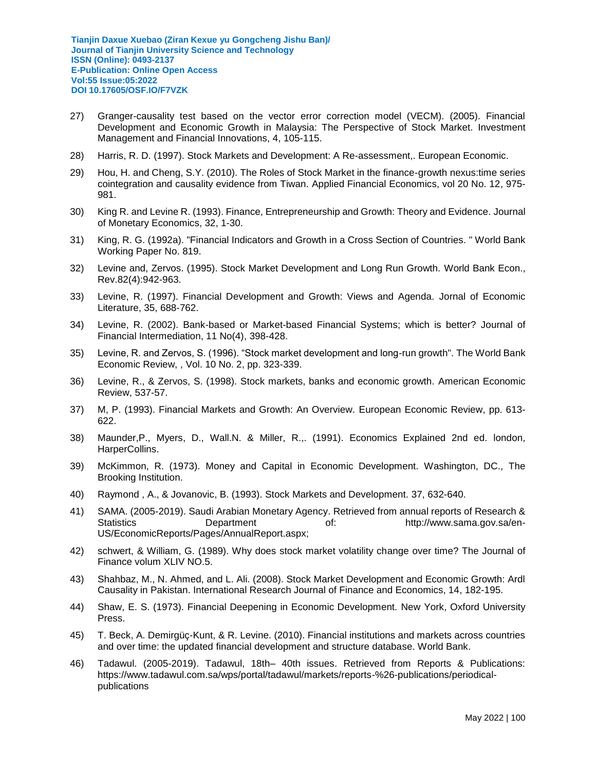27) Granger-causality test based on the vector error correction model (VECM). (2005). Financial Development and Economic Growth in Malaysia: The Perspective of Stock Market. Investment Management and Financial Innovations, 4, 105-115.

28) Harris, R. D. (1997). Stock Markets and Development: A Re-assessment,. European Economic.

29) Hou, H. and Cheng, S.Y. (2010). The Roles of Stock Market in the finance-growth nexus:time series cointegration and causality evidence from Tiwan. Applied Financial Economics, vol 20 No. 12, 975-981.

30) King R. and Levine R. (1993). Finance, Entrepreneurship and Growth: Theory and Evidence. Journal of Monetary Economics, 32, 1-30.

31) King, R. G. (1992a). "Financial Indicators and Growth in a Cross Section of Countries. " World Bank Working Paper No. 819.

32) Levine and, Zervos. (1995). Stock Market Development and Long Run Growth. World Bank Econ., Rev.82(4):942-963.

33) Levine, R. (1997). Financial Development and Growth: Views and Agenda. Jornal of Economic Literature, 35, 688-762.

34) Levine, R. (2002). Bank-based or Market-based Financial Systems; which is better? Journal of Financial Intermediation, 11 No(4), 398-428.

35) Levine, R. and Zervos, S. (1996). “Stock market development and long-run growth". The World Bank Economic Review, , Vol. 10 No. 2, pp. 323-339.

36) Levine, R., & Zervos, S. (1998). Stock markets, banks and economic growth. American Economic Review, 537-57.

37) M, P. (1993). Financial Markets and Growth: An Overview. European Economic Review, pp. 613-622.

38) Maunder,P., Myers, D., Wall.N. & Miller, R.,. (1991). Economics Explained 2nd ed. london, HarperCollins.

39) McKimmon, R. (1973). Money and Capital in Economic Development. Washington, DC., The Brooking Institution.

40) Raymond , A., & Jovanovic, B. (1993). Stock Markets and Development. 37, 632-640.

41) SAMA. (2005-2019). Saudi Arabian Monetary Agency. Retrieved from annual reports of Research & Statistics Department of: http://www.sama.gov.sa/en-US/EconomicReports/Pages/AnnualReport.aspx;

42) schwert, & William, G. (1989). Why does stock market volatility change over time? The Journal of Finance volum XLIV NO.5.

43) Shahbaz, M., N. Ahmed, and L. Ali. (2008). Stock Market Development and Economic Growth: Ardl Causality in Pakistan. International Research Journal of Finance and Economics, 14, 182-195.

44) Shaw, E. S. (1973). Financial Deepening in Economic Development. New York, Oxford University Press.

45) T. Beck, A. Demirgüç-Kunt, & R. Levine. (2010). Financial institutions and markets across countries and over time: the updated financial development and structure database. World Bank.

46) Tadawul. (2005-2019). Tadawul, 18th– 40th issues. Retrieved from Reports & Publications: https://www.tadawul.com.sa/wps/portal/tadawul/markets/reports-%26-publications/periodical-publications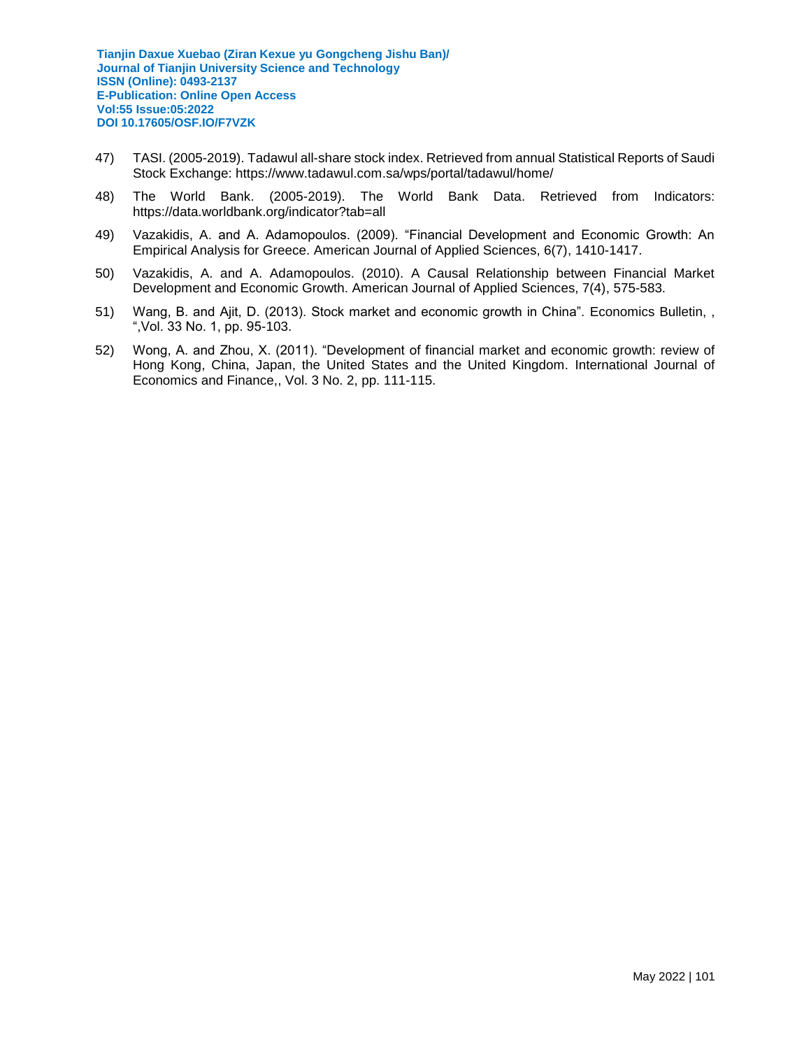47) TASI. (2005-2019). Tadawul all-share stock index. Retrieved from annual Statistical Reports of Saudi Stock Exchange: https://www.tadawul.com.sa/wps/portal/tadawul/home/

48) The World Bank. (2005-2019). The World Bank Data. Retrieved from Indicators: https://data.worldbank.org/indicator?tab=all

49) Vazakidis, A. and A. Adamopoulos. (2009). "Financial Development and Economic Growth: An Empirical Analysis for Greece. American Journal of Applied Sciences, 6(7), 1410-1417.

50) Vazakidis, A. and A. Adamopoulos. (2010). A Causal Relationship between Financial Market Development and Economic Growth. American Journal of Applied Sciences, 7(4), 575-583.

51) Wang, B. and Ajit, D. (2013). Stock market and economic growth in China". Economics Bulletin, , ",Vol. 33 No. 1, pp. 95-103.

52) Wong, A. and Zhou, X. (2011). "Development of financial market and economic growth: review of Hong Kong, China, Japan, the United States and the United Kingdom. International Journal of Economics and Finance,, Vol. 3 No. 2, pp. 111-115.